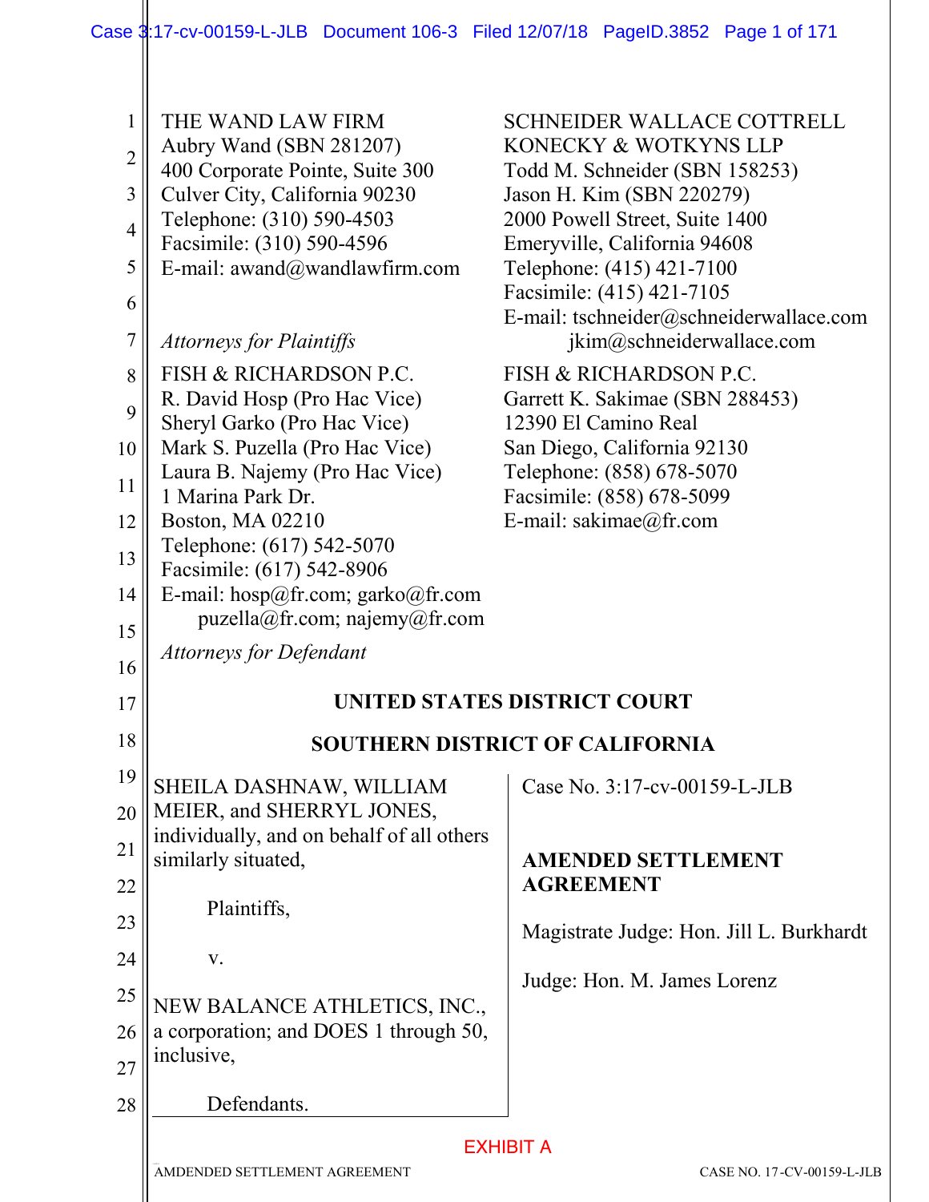THE WAND LAW FIRM
Aubry Wand (SBN 281207)
400 Corporate Pointe, Suite 300
Culver City, California 90230
Telephone: (310) 590-4503
Facsimile: (310) 590-4596
E-mail: awand@wandlawfirm.com

SCHNEIDER WALLACE COTTRELL KONECKY & WOTKYNS LLP
Todd M. Schneider (SBN 158253)
Jason H. Kim (SBN 220279)
2000 Powell Street, Suite 1400
Emeryville, California 94608
Telephone: (415) 421-7100
Facsimile: (415) 421-7105
E-mail: tschneider@schneiderwallace.com
jkim@schneiderwallace.com

*Attorneys for Plaintiffs*

FISH & RICHARDSON P.C.
R. David Hosp (Pro Hac Vice)
Sheryl Garko (Pro Hac Vice)
Mark S. Puzella (Pro Hac Vice)
Laura B. Najemy (Pro Hac Vice)
1 Marina Park Dr.
Boston, MA 02210
Telephone: (617) 542-5070
Facsimile: (617) 542-8906
E-mail: hosp@fr.com; garko@fr.com
puzella@fr.com; najemy@fr.com

FISH & RICHARDSON P.C.
Garrett K. Sakimae (SBN 288453)
12390 El Camino Real
San Diego, California 92130
Telephone: (858) 678-5070
Facsimile: (858) 678-5099
E-mail: sakimae@fr.com

*Attorneys for Defendant*

**UNITED STATES DISTRICT COURT**

**SOUTHERN DISTRICT OF CALIFORNIA**

SHEILA DASHNAW, WILLIAM MEIER, and SHERRYL JONES, individually, and on behalf of all others similarly situated,

Plaintiffs,

v.

NEW BALANCE ATHLETICS, INC., a corporation; and DOES 1 through 50, inclusive,

Defendants.

Case No. 3:17-cv-00159-L-JLB

**AMENDED SETTLEMENT AGREEMENT**

Magistrate Judge: Hon. Jill L. Burkhardt

Judge: Hon. M. James Lorenz

EXHIBIT A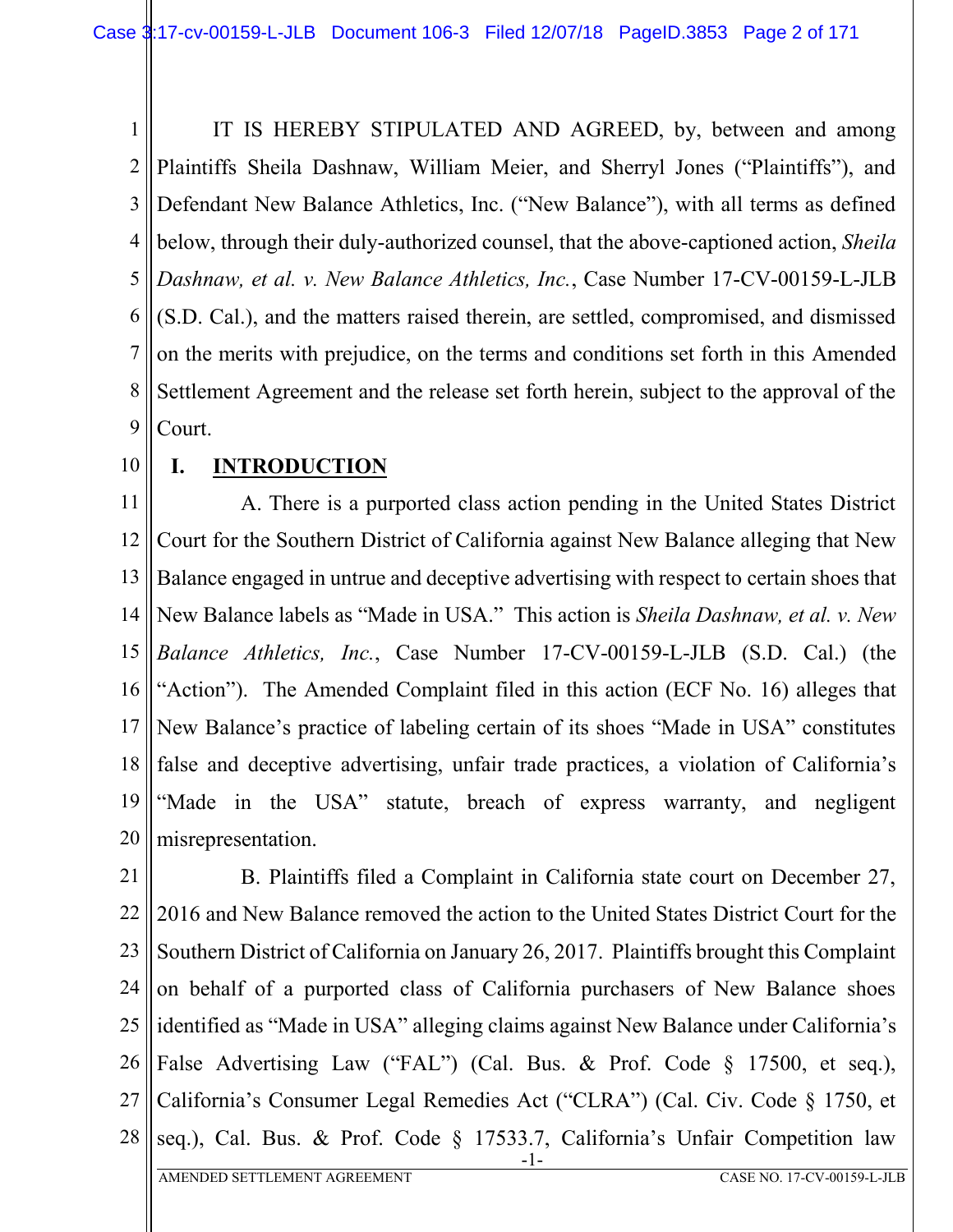IT IS HEREBY STIPULATED AND AGREED, by, between and among Plaintiffs Sheila Dashnaw, William Meier, and Sherryl Jones ("Plaintiffs"), and Defendant New Balance Athletics, Inc. ("New Balance"), with all terms as defined below, through their duly-authorized counsel, that the above-captioned action, *Sheila Dashnaw, et al. v. New Balance Athletics, Inc.*, Case Number 17-CV-00159-L-JLB (S.D. Cal.), and the matters raised therein, are settled, compromised, and dismissed on the merits with prejudice, on the terms and conditions set forth in this Amended Settlement Agreement and the release set forth herein, subject to the approval of the Court.

## I. INTRODUCTION

A. There is a purported class action pending in the United States District Court for the Southern District of California against New Balance alleging that New Balance engaged in untrue and deceptive advertising with respect to certain shoes that New Balance labels as "Made in USA." This action is *Sheila Dashnaw, et al. v. New Balance Athletics, Inc.*, Case Number 17-CV-00159-L-JLB (S.D. Cal.) (the "Action"). The Amended Complaint filed in this action (ECF No. 16) alleges that New Balance's practice of labeling certain of its shoes "Made in USA" constitutes false and deceptive advertising, unfair trade practices, a violation of California's "Made in the USA" statute, breach of express warranty, and negligent misrepresentation.

B. Plaintiffs filed a Complaint in California state court on December 27, 2016 and New Balance removed the action to the United States District Court for the Southern District of California on January 26, 2017. Plaintiffs brought this Complaint on behalf of a purported class of California purchasers of New Balance shoes identified as "Made in USA" alleging claims against New Balance under California's False Advertising Law ("FAL") (Cal. Bus. & Prof. Code § 17500, et seq.), California's Consumer Legal Remedies Act ("CLRA") (Cal. Civ. Code § 1750, et seq.), Cal. Bus. & Prof. Code § 17533.7, California's Unfair Competition law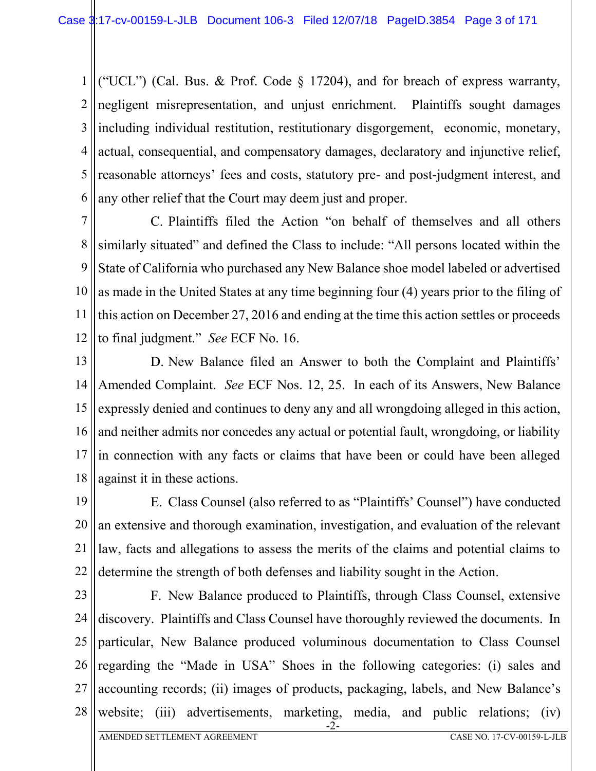("UCL") (Cal. Bus. & Prof. Code § 17204), and for breach of express warranty, negligent misrepresentation, and unjust enrichment. Plaintiffs sought damages including individual restitution, restitutionary disgorgement, economic, monetary, actual, consequential, and compensatory damages, declaratory and injunctive relief, reasonable attorneys' fees and costs, statutory pre- and post-judgment interest, and any other relief that the Court may deem just and proper.

C. Plaintiffs filed the Action "on behalf of themselves and all others similarly situated" and defined the Class to include: "All persons located within the State of California who purchased any New Balance shoe model labeled or advertised as made in the United States at any time beginning four (4) years prior to the filing of this action on December 27, 2016 and ending at the time this action settles or proceeds to final judgment." *See* ECF No. 16.

D. New Balance filed an Answer to both the Complaint and Plaintiffs' Amended Complaint. *See* ECF Nos. 12, 25. In each of its Answers, New Balance expressly denied and continues to deny any and all wrongdoing alleged in this action, and neither admits nor concedes any actual or potential fault, wrongdoing, or liability in connection with any facts or claims that have been or could have been alleged against it in these actions.

E. Class Counsel (also referred to as "Plaintiffs' Counsel") have conducted an extensive and thorough examination, investigation, and evaluation of the relevant law, facts and allegations to assess the merits of the claims and potential claims to determine the strength of both defenses and liability sought in the Action.

F. New Balance produced to Plaintiffs, through Class Counsel, extensive discovery. Plaintiffs and Class Counsel have thoroughly reviewed the documents. In particular, New Balance produced voluminous documentation to Class Counsel regarding the "Made in USA" Shoes in the following categories: (i) sales and accounting records; (ii) images of products, packaging, labels, and New Balance's website; (iii) advertisements, marketing, media, and public relations; (iv)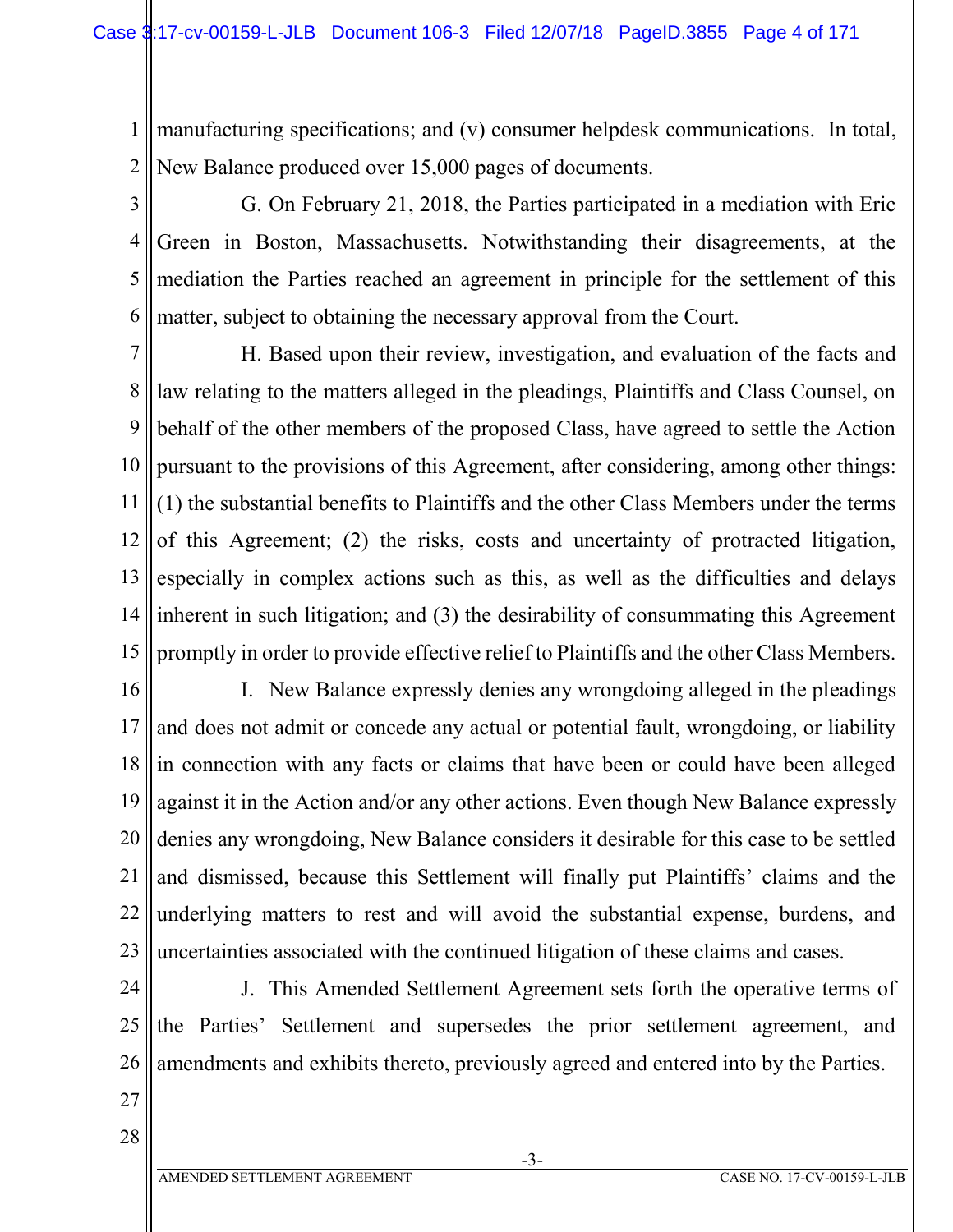manufacturing specifications; and (v) consumer helpdesk communications. In total, New Balance produced over 15,000 pages of documents.

G. On February 21, 2018, the Parties participated in a mediation with Eric Green in Boston, Massachusetts. Notwithstanding their disagreements, at the mediation the Parties reached an agreement in principle for the settlement of this matter, subject to obtaining the necessary approval from the Court.

H. Based upon their review, investigation, and evaluation of the facts and law relating to the matters alleged in the pleadings, Plaintiffs and Class Counsel, on behalf of the other members of the proposed Class, have agreed to settle the Action pursuant to the provisions of this Agreement, after considering, among other things: (1) the substantial benefits to Plaintiffs and the other Class Members under the terms of this Agreement; (2) the risks, costs and uncertainty of protracted litigation, especially in complex actions such as this, as well as the difficulties and delays inherent in such litigation; and (3) the desirability of consummating this Agreement promptly in order to provide effective relief to Plaintiffs and the other Class Members.

I. New Balance expressly denies any wrongdoing alleged in the pleadings and does not admit or concede any actual or potential fault, wrongdoing, or liability in connection with any facts or claims that have been or could have been alleged against it in the Action and/or any other actions. Even though New Balance expressly denies any wrongdoing, New Balance considers it desirable for this case to be settled and dismissed, because this Settlement will finally put Plaintiffs' claims and the underlying matters to rest and will avoid the substantial expense, burdens, and uncertainties associated with the continued litigation of these claims and cases.

J. This Amended Settlement Agreement sets forth the operative terms of the Parties' Settlement and supersedes the prior settlement agreement, and amendments and exhibits thereto, previously agreed and entered into by the Parties.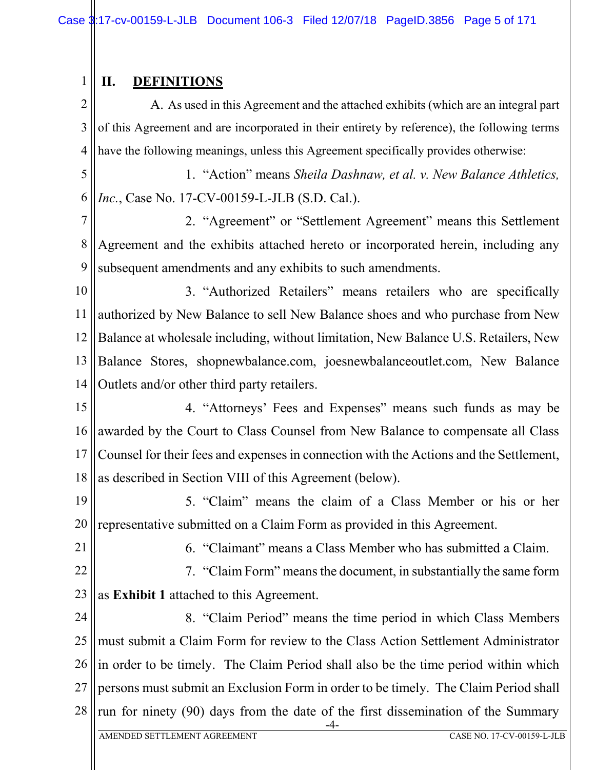## II. DEFINITIONS

A. As used in this Agreement and the attached exhibits (which are an integral part of this Agreement and are incorporated in their entirety by reference), the following terms have the following meanings, unless this Agreement specifically provides otherwise:

1. "Action" means *Sheila Dashnaw, et al. v. New Balance Athletics, Inc.*, Case No. 17-CV-00159-L-JLB (S.D. Cal.).

2. "Agreement" or "Settlement Agreement" means this Settlement Agreement and the exhibits attached hereto or incorporated herein, including any subsequent amendments and any exhibits to such amendments.

3. "Authorized Retailers" means retailers who are specifically authorized by New Balance to sell New Balance shoes and who purchase from New Balance at wholesale including, without limitation, New Balance U.S. Retailers, New Balance Stores, shopnewbalance.com, joesnewbalanceoutlet.com, New Balance Outlets and/or other third party retailers.

4. "Attorneys' Fees and Expenses" means such funds as may be awarded by the Court to Class Counsel from New Balance to compensate all Class Counsel for their fees and expenses in connection with the Actions and the Settlement, as described in Section VIII of this Agreement (below).

5. "Claim" means the claim of a Class Member or his or her representative submitted on a Claim Form as provided in this Agreement.

6. "Claimant" means a Class Member who has submitted a Claim.

7. "Claim Form" means the document, in substantially the same form as **Exhibit 1** attached to this Agreement.

8. "Claim Period" means the time period in which Class Members must submit a Claim Form for review to the Class Action Settlement Administrator in order to be timely. The Claim Period shall also be the time period within which persons must submit an Exclusion Form in order to be timely. The Claim Period shall run for ninety (90) days from the date of the first dissemination of the Summary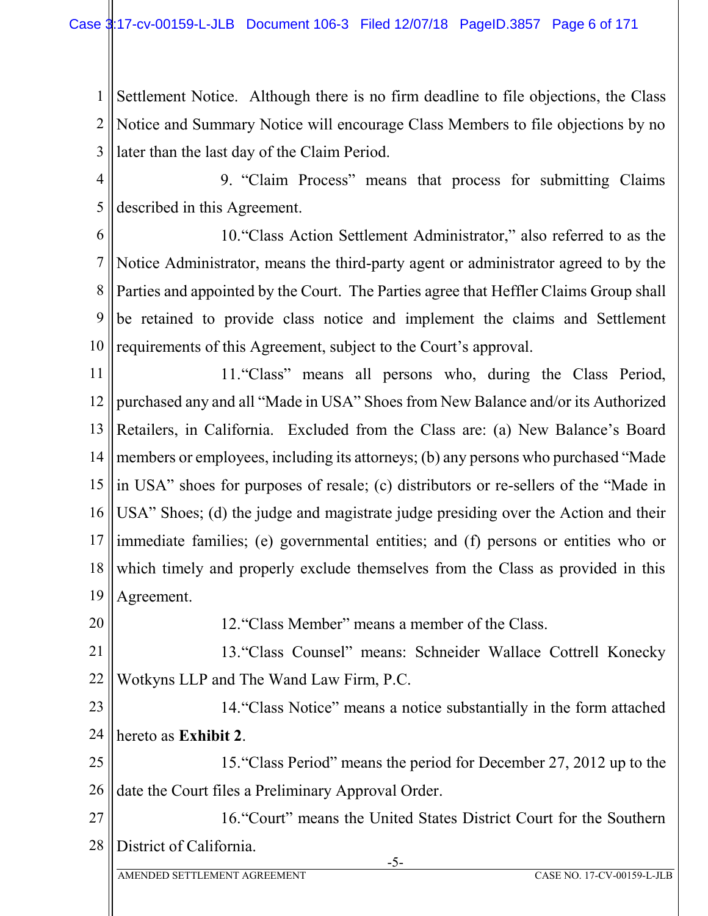Settlement Notice. Although there is no firm deadline to file objections, the Class Notice and Summary Notice will encourage Class Members to file objections by no later than the last day of the Claim Period.

9. "Claim Process" means that process for submitting Claims described in this Agreement.

10. "Class Action Settlement Administrator," also referred to as the Notice Administrator, means the third-party agent or administrator agreed to by the Parties and appointed by the Court. The Parties agree that Heffler Claims Group shall be retained to provide class notice and implement the claims and Settlement requirements of this Agreement, subject to the Court's approval.

11. "Class" means all persons who, during the Class Period, purchased any and all "Made in USA" Shoes from New Balance and/or its Authorized Retailers, in California. Excluded from the Class are: (a) New Balance's Board members or employees, including its attorneys; (b) any persons who purchased "Made in USA" shoes for purposes of resale; (c) distributors or re-sellers of the "Made in USA" Shoes; (d) the judge and magistrate judge presiding over the Action and their immediate families; (e) governmental entities; and (f) persons or entities who or which timely and properly exclude themselves from the Class as provided in this Agreement.

12. "Class Member" means a member of the Class.

13. "Class Counsel" means: Schneider Wallace Cottrell Konecky Wotkyns LLP and The Wand Law Firm, P.C.

14. "Class Notice" means a notice substantially in the form attached hereto as **Exhibit 2**.

15. "Class Period" means the period for December 27, 2012 up to the date the Court files a Preliminary Approval Order.

16. "Court" means the United States District Court for the Southern District of California.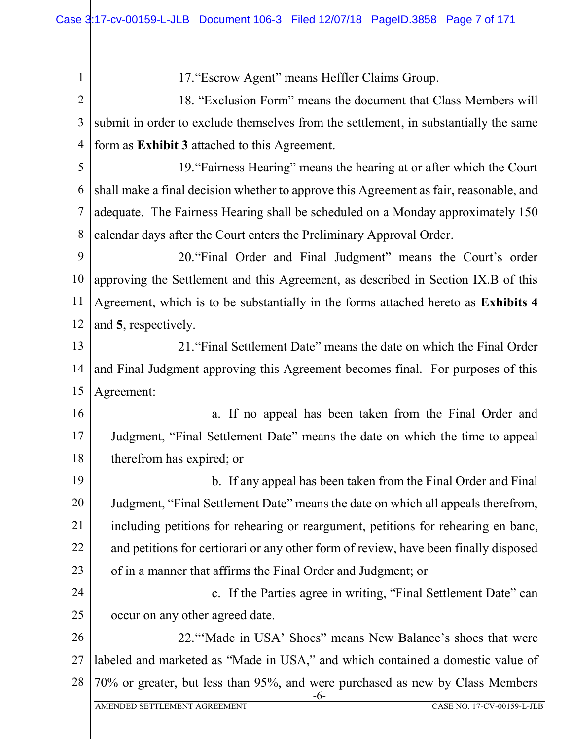17. "Escrow Agent" means Heffler Claims Group.

18. "Exclusion Form" means the document that Class Members will submit in order to exclude themselves from the settlement, in substantially the same form as **Exhibit 3** attached to this Agreement.

19. "Fairness Hearing" means the hearing at or after which the Court shall make a final decision whether to approve this Agreement as fair, reasonable, and adequate. The Fairness Hearing shall be scheduled on a Monday approximately 150 calendar days after the Court enters the Preliminary Approval Order.

20. "Final Order and Final Judgment" means the Court's order approving the Settlement and this Agreement, as described in Section IX.B of this Agreement, which is to be substantially in the forms attached hereto as **Exhibits 4** and **5**, respectively.

21. "Final Settlement Date" means the date on which the Final Order and Final Judgment approving this Agreement becomes final. For purposes of this Agreement:

a. If no appeal has been taken from the Final Order and Judgment, "Final Settlement Date" means the date on which the time to appeal therefrom has expired; or

b. If any appeal has been taken from the Final Order and Final Judgment, "Final Settlement Date" means the date on which all appeals therefrom, including petitions for rehearing or reargument, petitions for rehearing en banc, and petitions for certiorari or any other form of review, have been finally disposed of in a manner that affirms the Final Order and Judgment; or

c. If the Parties agree in writing, "Final Settlement Date" can occur on any other agreed date.

22. "'Made in USA' Shoes" means New Balance's shoes that were labeled and marketed as "Made in USA," and which contained a domestic value of 70% or greater, but less than 95%, and were purchased as new by Class Members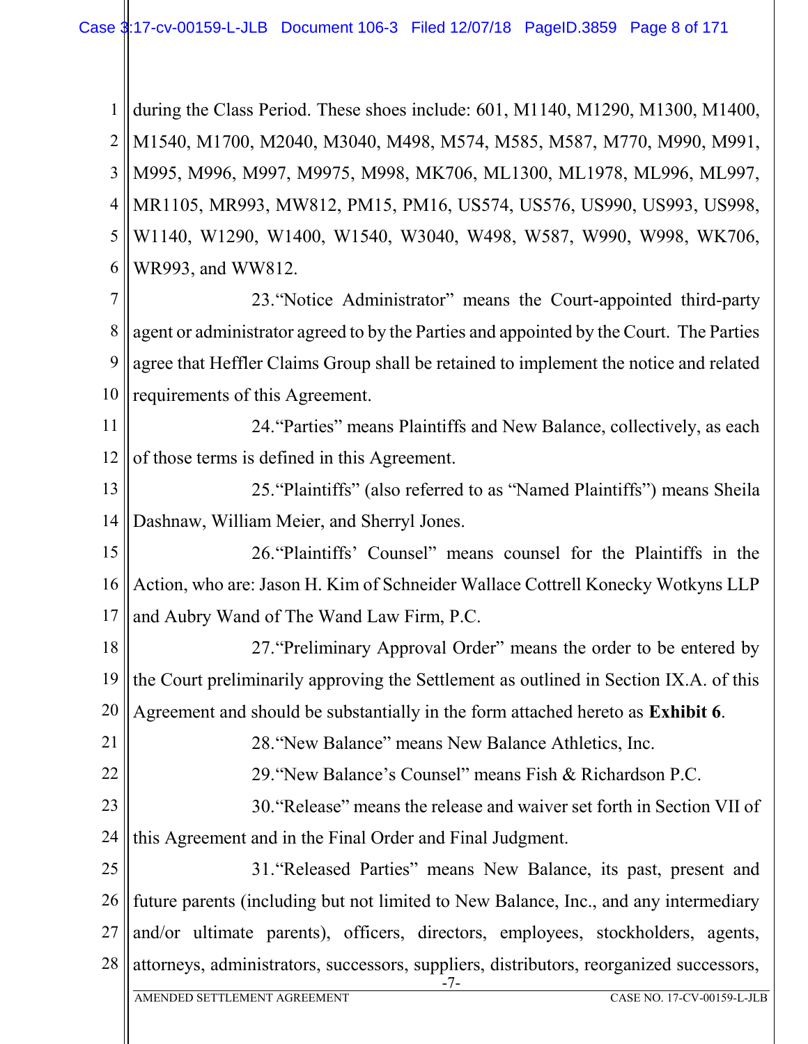during the Class Period. These shoes include: 601, M1140, M1290, M1300, M1400, M1540, M1700, M2040, M3040, M498, M574, M585, M587, M770, M990, M991, M995, M996, M997, M9975, M998, MK706, ML1300, ML1978, ML996, ML997, MR1105, MR993, MW812, PM15, PM16, US574, US576, US990, US993, US998, W1140, W1290, W1400, W1540, W3040, W498, W587, W990, W998, WK706, WR993, and WW812.

23. "Notice Administrator" means the Court-appointed third-party agent or administrator agreed to by the Parties and appointed by the Court. The Parties agree that Heffler Claims Group shall be retained to implement the notice and related requirements of this Agreement.

24. "Parties" means Plaintiffs and New Balance, collectively, as each of those terms is defined in this Agreement.

25. "Plaintiffs" (also referred to as "Named Plaintiffs") means Sheila Dashnaw, William Meier, and Sherryl Jones.

26. "Plaintiffs' Counsel" means counsel for the Plaintiffs in the Action, who are: Jason H. Kim of Schneider Wallace Cottrell Konecky Wotkyns LLP and Aubry Wand of The Wand Law Firm, P.C.

27. "Preliminary Approval Order" means the order to be entered by the Court preliminarily approving the Settlement as outlined in Section IX.A. of this Agreement and should be substantially in the form attached hereto as **Exhibit 6**.

28. "New Balance" means New Balance Athletics, Inc.

29. "New Balance's Counsel" means Fish & Richardson P.C.

30. "Release" means the release and waiver set forth in Section VII of this Agreement and in the Final Order and Final Judgment.

31. "Released Parties" means New Balance, its past, present and future parents (including but not limited to New Balance, Inc., and any intermediary and/or ultimate parents), officers, directors, employees, stockholders, agents, attorneys, administrators, successors, suppliers, distributors, reorganized successors,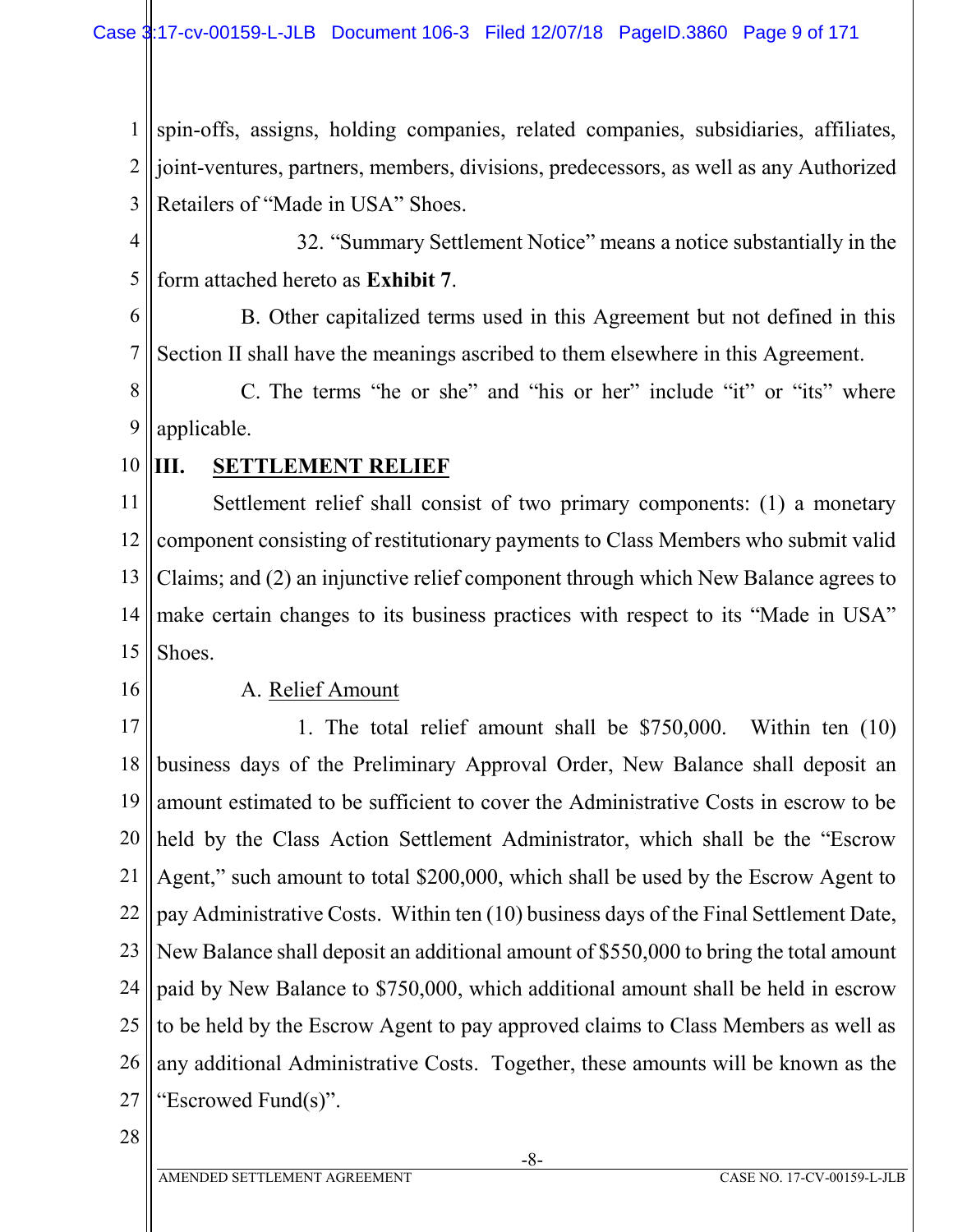spin-offs, assigns, holding companies, related companies, subsidiaries, affiliates, joint-ventures, partners, members, divisions, predecessors, as well as any Authorized Retailers of "Made in USA" Shoes.

32. "Summary Settlement Notice" means a notice substantially in the form attached hereto as **Exhibit 7**.

B. Other capitalized terms used in this Agreement but not defined in this Section II shall have the meanings ascribed to them elsewhere in this Agreement.

C. The terms "he or she" and "his or her" include "it" or "its" where applicable.

## III. SETTLEMENT RELIEF

Settlement relief shall consist of two primary components: (1) a monetary component consisting of restitutionary payments to Class Members who submit valid Claims; and (2) an injunctive relief component through which New Balance agrees to make certain changes to its business practices with respect to its "Made in USA" Shoes.

A. Relief Amount

1. The total relief amount shall be $750,000. Within ten (10) business days of the Preliminary Approval Order, New Balance shall deposit an amount estimated to be sufficient to cover the Administrative Costs in escrow to be held by the Class Action Settlement Administrator, which shall be the "Escrow Agent," such amount to total $200,000, which shall be used by the Escrow Agent to pay Administrative Costs. Within ten (10) business days of the Final Settlement Date, New Balance shall deposit an additional amount of $550,000 to bring the total amount paid by New Balance to $750,000, which additional amount shall be held in escrow to be held by the Escrow Agent to pay approved claims to Class Members as well as any additional Administrative Costs. Together, these amounts will be known as the "Escrowed Fund(s)".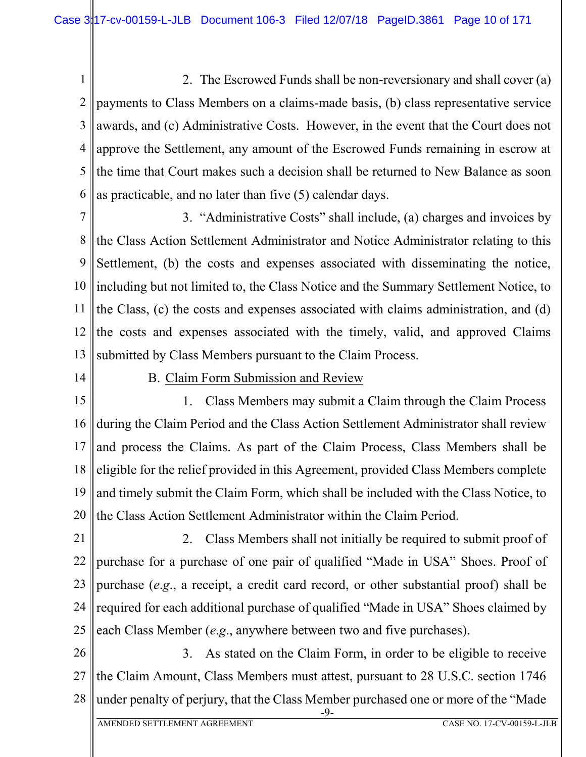2. The Escrowed Funds shall be non-reversionary and shall cover (a) payments to Class Members on a claims-made basis, (b) class representative service awards, and (c) Administrative Costs. However, in the event that the Court does not approve the Settlement, any amount of the Escrowed Funds remaining in escrow at the time that Court makes such a decision shall be returned to New Balance as soon as practicable, and no later than five (5) calendar days.

3. "Administrative Costs" shall include, (a) charges and invoices by the Class Action Settlement Administrator and Notice Administrator relating to this Settlement, (b) the costs and expenses associated with disseminating the notice, including but not limited to, the Class Notice and the Summary Settlement Notice, to the Class, (c) the costs and expenses associated with claims administration, and (d) the costs and expenses associated with the timely, valid, and approved Claims submitted by Class Members pursuant to the Claim Process.

B. Claim Form Submission and Review

1. Class Members may submit a Claim through the Claim Process during the Claim Period and the Class Action Settlement Administrator shall review and process the Claims. As part of the Claim Process, Class Members shall be eligible for the relief provided in this Agreement, provided Class Members complete and timely submit the Claim Form, which shall be included with the Class Notice, to the Class Action Settlement Administrator within the Claim Period.

2. Class Members shall not initially be required to submit proof of purchase for a purchase of one pair of qualified "Made in USA" Shoes. Proof of purchase (*e.g.*, a receipt, a credit card record, or other substantial proof) shall be required for each additional purchase of qualified "Made in USA" Shoes claimed by each Class Member (*e.g.*, anywhere between two and five purchases).

3. As stated on the Claim Form, in order to be eligible to receive the Claim Amount, Class Members must attest, pursuant to 28 U.S.C. section 1746 under penalty of perjury, that the Class Member purchased one or more of the "Made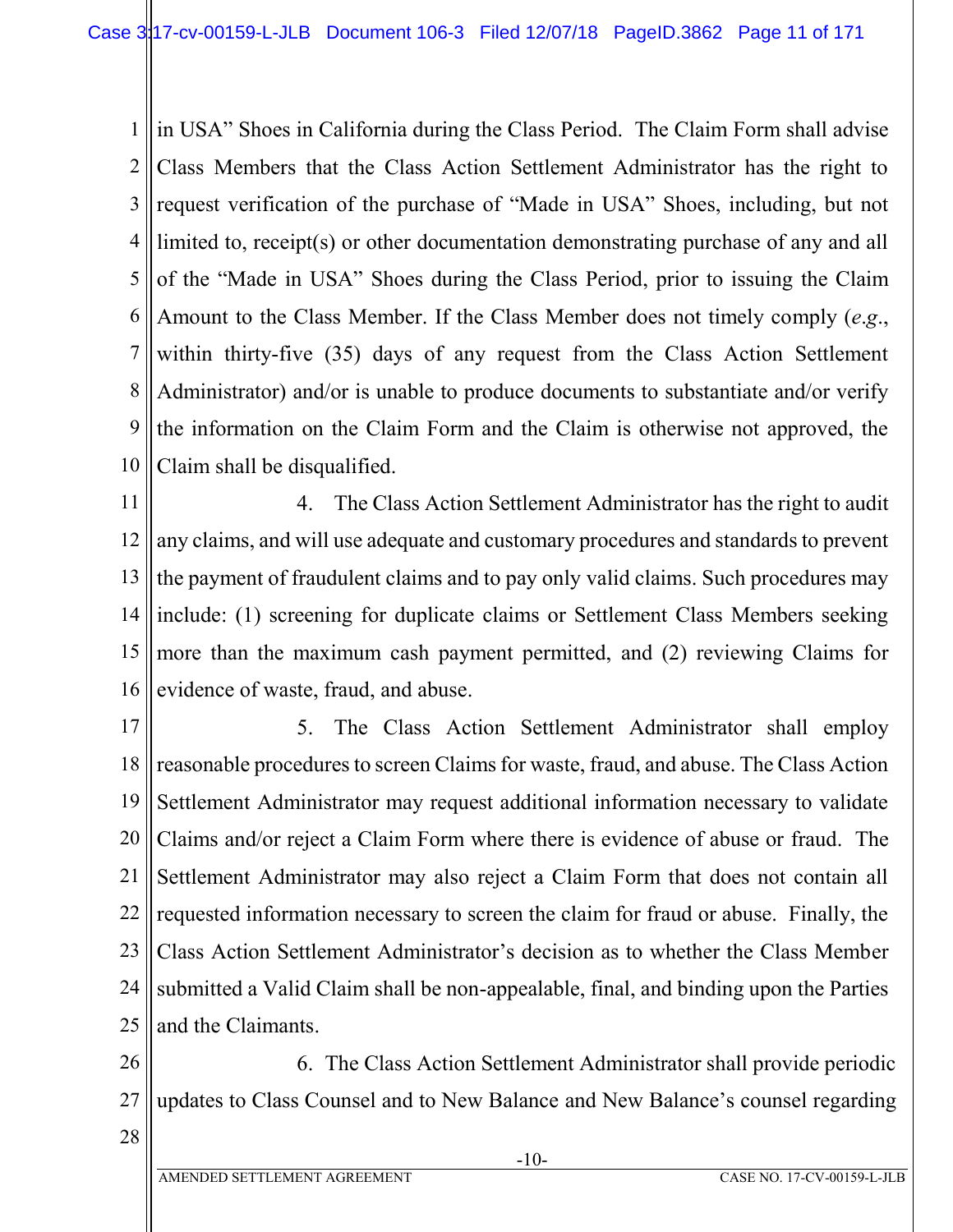in USA" Shoes in California during the Class Period. The Claim Form shall advise Class Members that the Class Action Settlement Administrator has the right to request verification of the purchase of "Made in USA" Shoes, including, but not limited to, receipt(s) or other documentation demonstrating purchase of any and all of the "Made in USA" Shoes during the Class Period, prior to issuing the Claim Amount to the Class Member. If the Class Member does not timely comply (*e.g.*, within thirty-five (35) days of any request from the Class Action Settlement Administrator) and/or is unable to produce documents to substantiate and/or verify the information on the Claim Form and the Claim is otherwise not approved, the Claim shall be disqualified.

4. The Class Action Settlement Administrator has the right to audit any claims, and will use adequate and customary procedures and standards to prevent the payment of fraudulent claims and to pay only valid claims. Such procedures may include: (1) screening for duplicate claims or Settlement Class Members seeking more than the maximum cash payment permitted, and (2) reviewing Claims for evidence of waste, fraud, and abuse.

5. The Class Action Settlement Administrator shall employ reasonable procedures to screen Claims for waste, fraud, and abuse. The Class Action Settlement Administrator may request additional information necessary to validate Claims and/or reject a Claim Form where there is evidence of abuse or fraud. The Settlement Administrator may also reject a Claim Form that does not contain all requested information necessary to screen the claim for fraud or abuse. Finally, the Class Action Settlement Administrator's decision as to whether the Class Member submitted a Valid Claim shall be non-appealable, final, and binding upon the Parties and the Claimants.

6. The Class Action Settlement Administrator shall provide periodic updates to Class Counsel and to New Balance and New Balance's counsel regarding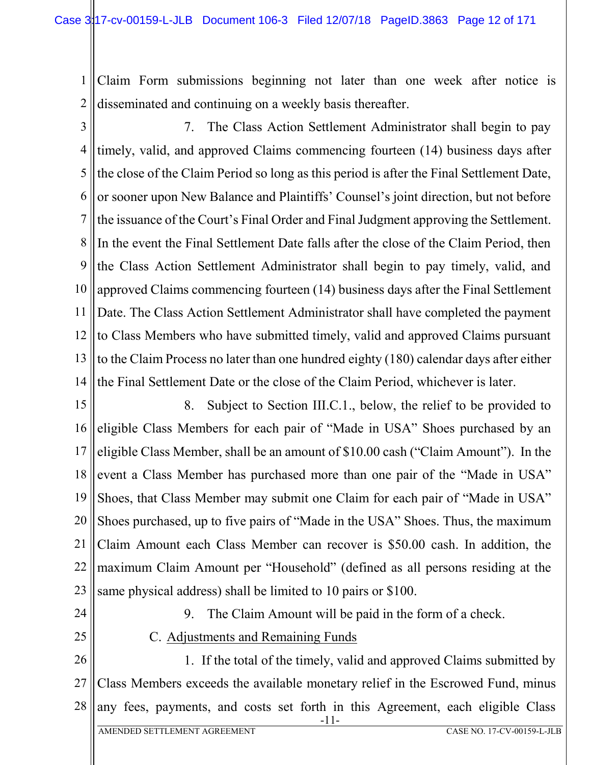Claim Form submissions beginning not later than one week after notice is disseminated and continuing on a weekly basis thereafter.

7. The Class Action Settlement Administrator shall begin to pay timely, valid, and approved Claims commencing fourteen (14) business days after the close of the Claim Period so long as this period is after the Final Settlement Date, or sooner upon New Balance and Plaintiffs' Counsel's joint direction, but not before the issuance of the Court's Final Order and Final Judgment approving the Settlement. In the event the Final Settlement Date falls after the close of the Claim Period, then the Class Action Settlement Administrator shall begin to pay timely, valid, and approved Claims commencing fourteen (14) business days after the Final Settlement Date. The Class Action Settlement Administrator shall have completed the payment to Class Members who have submitted timely, valid and approved Claims pursuant to the Claim Process no later than one hundred eighty (180) calendar days after either the Final Settlement Date or the close of the Claim Period, whichever is later.

8. Subject to Section III.C.1., below, the relief to be provided to eligible Class Members for each pair of "Made in USA" Shoes purchased by an eligible Class Member, shall be an amount of $10.00 cash ("Claim Amount"). In the event a Class Member has purchased more than one pair of the "Made in USA" Shoes, that Class Member may submit one Claim for each pair of "Made in USA" Shoes purchased, up to five pairs of "Made in the USA" Shoes. Thus, the maximum Claim Amount each Class Member can recover is $50.00 cash. In addition, the maximum Claim Amount per "Household" (defined as all persons residing at the same physical address) shall be limited to 10 pairs or $100.

9. The Claim Amount will be paid in the form of a check.

C. Adjustments and Remaining Funds

1. If the total of the timely, valid and approved Claims submitted by Class Members exceeds the available monetary relief in the Escrowed Fund, minus any fees, payments, and costs set forth in this Agreement, each eligible Class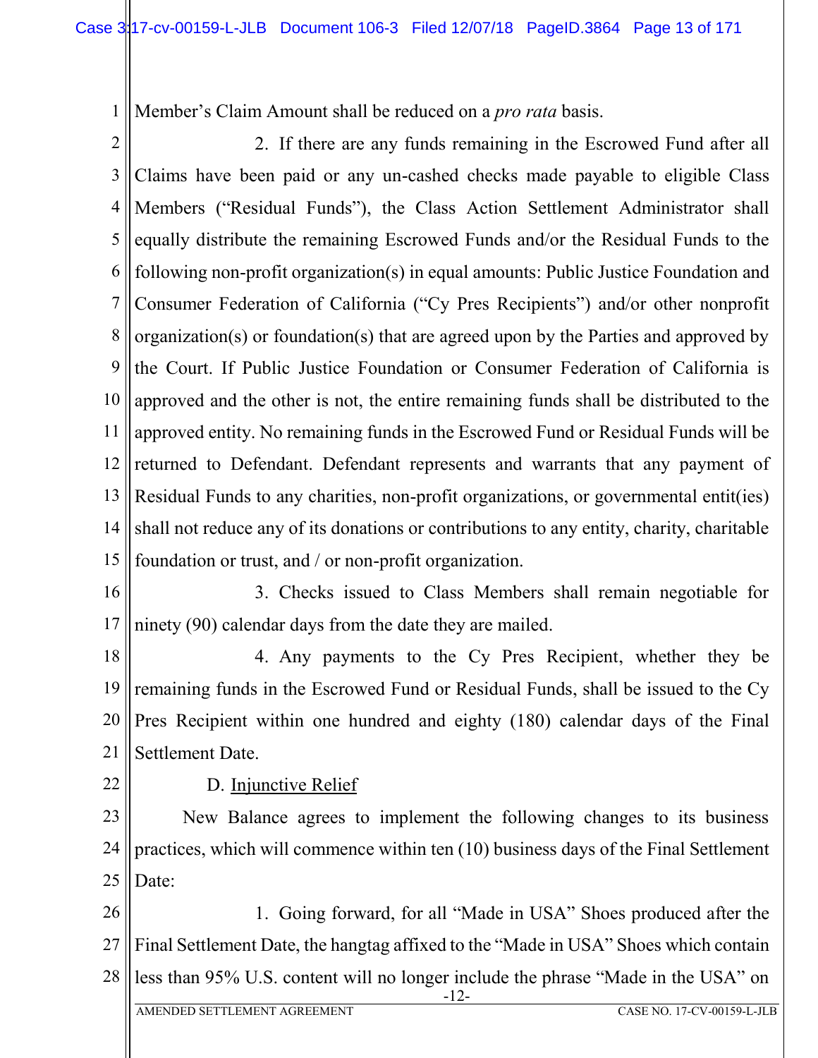Member's Claim Amount shall be reduced on a *pro rata* basis.

2. If there are any funds remaining in the Escrowed Fund after all Claims have been paid or any un-cashed checks made payable to eligible Class Members ("Residual Funds"), the Class Action Settlement Administrator shall equally distribute the remaining Escrowed Funds and/or the Residual Funds to the following non-profit organization(s) in equal amounts: Public Justice Foundation and Consumer Federation of California ("Cy Pres Recipients") and/or other nonprofit organization(s) or foundation(s) that are agreed upon by the Parties and approved by the Court. If Public Justice Foundation or Consumer Federation of California is approved and the other is not, the entire remaining funds shall be distributed to the approved entity. No remaining funds in the Escrowed Fund or Residual Funds will be returned to Defendant. Defendant represents and warrants that any payment of Residual Funds to any charities, non-profit organizations, or governmental entit(ies) shall not reduce any of its donations or contributions to any entity, charity, charitable foundation or trust, and / or non-profit organization.

3. Checks issued to Class Members shall remain negotiable for ninety (90) calendar days from the date they are mailed.

4. Any payments to the Cy Pres Recipient, whether they be remaining funds in the Escrowed Fund or Residual Funds, shall be issued to the Cy Pres Recipient within one hundred and eighty (180) calendar days of the Final Settlement Date.

D. Injunctive Relief

New Balance agrees to implement the following changes to its business practices, which will commence within ten (10) business days of the Final Settlement Date:

1. Going forward, for all "Made in USA" Shoes produced after the Final Settlement Date, the hangtag affixed to the "Made in USA" Shoes which contain less than 95% U.S. content will no longer include the phrase "Made in the USA" on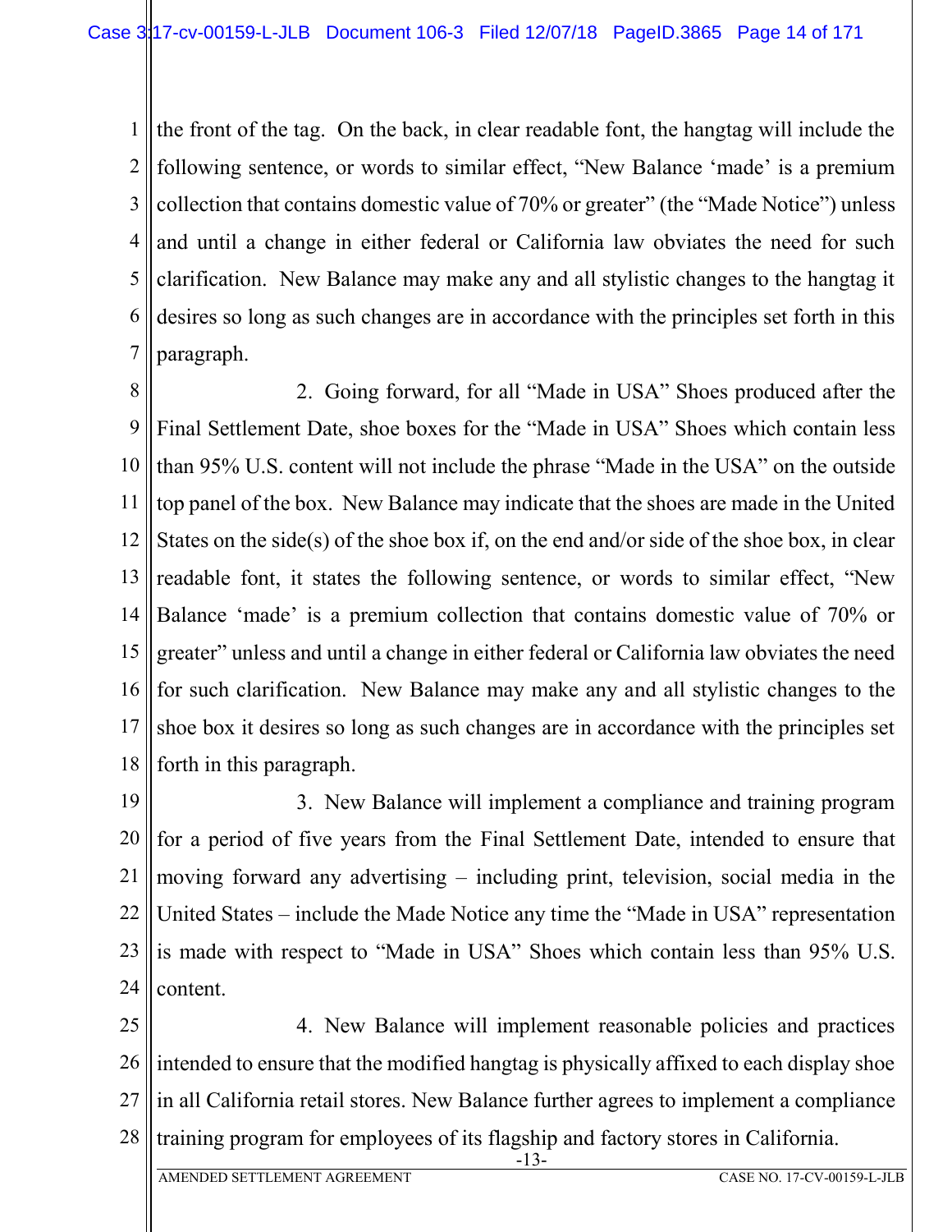the front of the tag. On the back, in clear readable font, the hangtag will include the following sentence, or words to similar effect, "New Balance 'made' is a premium collection that contains domestic value of 70% or greater" (the "Made Notice") unless and until a change in either federal or California law obviates the need for such clarification. New Balance may make any and all stylistic changes to the hangtag it desires so long as such changes are in accordance with the principles set forth in this paragraph.

2. Going forward, for all "Made in USA" Shoes produced after the Final Settlement Date, shoe boxes for the "Made in USA" Shoes which contain less than 95% U.S. content will not include the phrase "Made in the USA" on the outside top panel of the box. New Balance may indicate that the shoes are made in the United States on the side(s) of the shoe box if, on the end and/or side of the shoe box, in clear readable font, it states the following sentence, or words to similar effect, "New Balance 'made' is a premium collection that contains domestic value of 70% or greater" unless and until a change in either federal or California law obviates the need for such clarification. New Balance may make any and all stylistic changes to the shoe box it desires so long as such changes are in accordance with the principles set forth in this paragraph.

3. New Balance will implement a compliance and training program for a period of five years from the Final Settlement Date, intended to ensure that moving forward any advertising – including print, television, social media in the United States – include the Made Notice any time the "Made in USA" representation is made with respect to "Made in USA" Shoes which contain less than 95% U.S. content.

4. New Balance will implement reasonable policies and practices intended to ensure that the modified hangtag is physically affixed to each display shoe in all California retail stores. New Balance further agrees to implement a compliance training program for employees of its flagship and factory stores in California.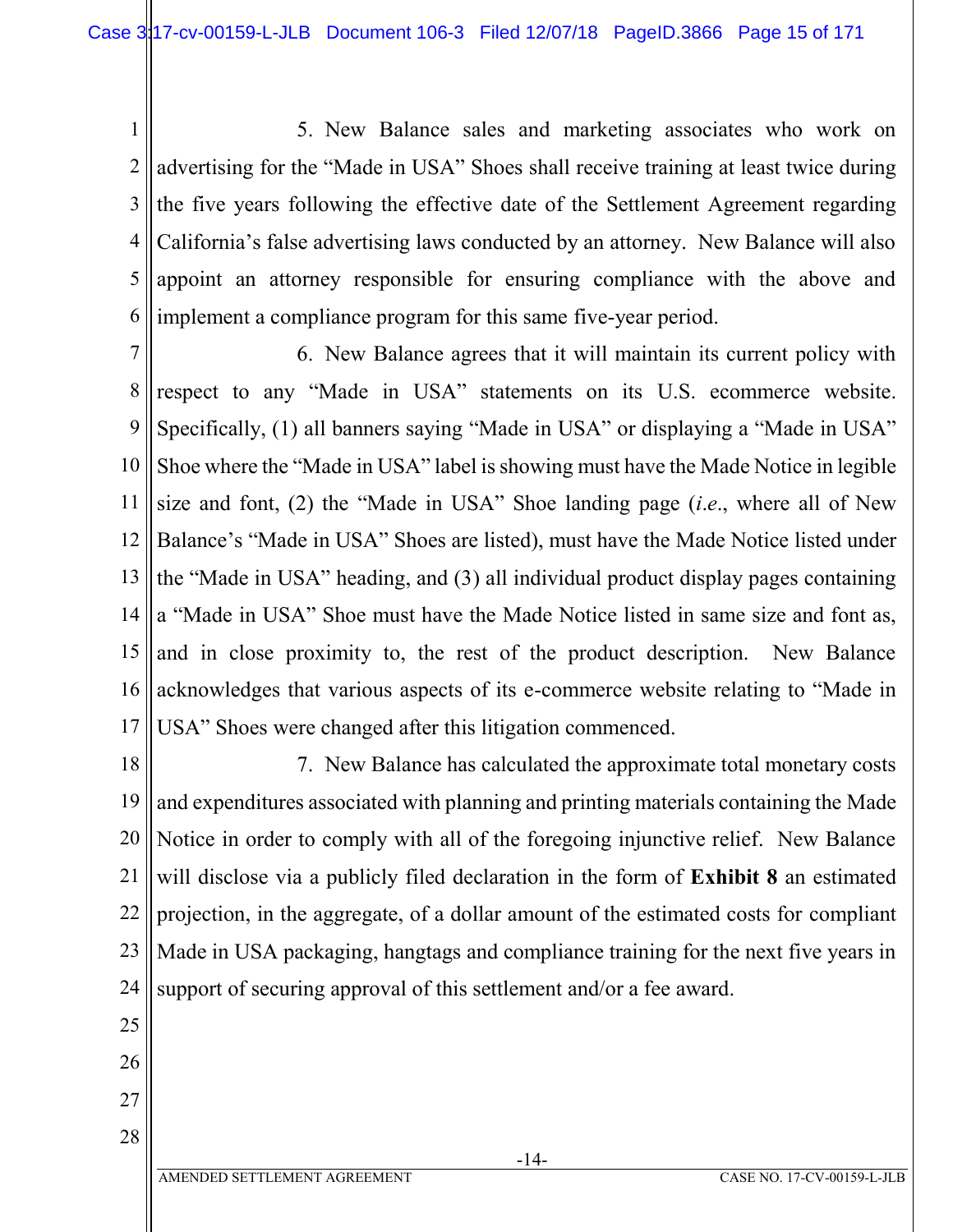5. New Balance sales and marketing associates who work on advertising for the "Made in USA" Shoes shall receive training at least twice during the five years following the effective date of the Settlement Agreement regarding California's false advertising laws conducted by an attorney. New Balance will also appoint an attorney responsible for ensuring compliance with the above and implement a compliance program for this same five-year period.

6. New Balance agrees that it will maintain its current policy with respect to any "Made in USA" statements on its U.S. ecommerce website. Specifically, (1) all banners saying "Made in USA" or displaying a "Made in USA" Shoe where the "Made in USA" label is showing must have the Made Notice in legible size and font, (2) the "Made in USA" Shoe landing page (*i.e.*, where all of New Balance's "Made in USA" Shoes are listed), must have the Made Notice listed under the "Made in USA" heading, and (3) all individual product display pages containing a "Made in USA" Shoe must have the Made Notice listed in same size and font as, and in close proximity to, the rest of the product description. New Balance acknowledges that various aspects of its e-commerce website relating to "Made in USA" Shoes were changed after this litigation commenced.

7. New Balance has calculated the approximate total monetary costs and expenditures associated with planning and printing materials containing the Made Notice in order to comply with all of the foregoing injunctive relief. New Balance will disclose via a publicly filed declaration in the form of **Exhibit 8** an estimated projection, in the aggregate, of a dollar amount of the estimated costs for compliant Made in USA packaging, hangtags and compliance training for the next five years in support of securing approval of this settlement and/or a fee award.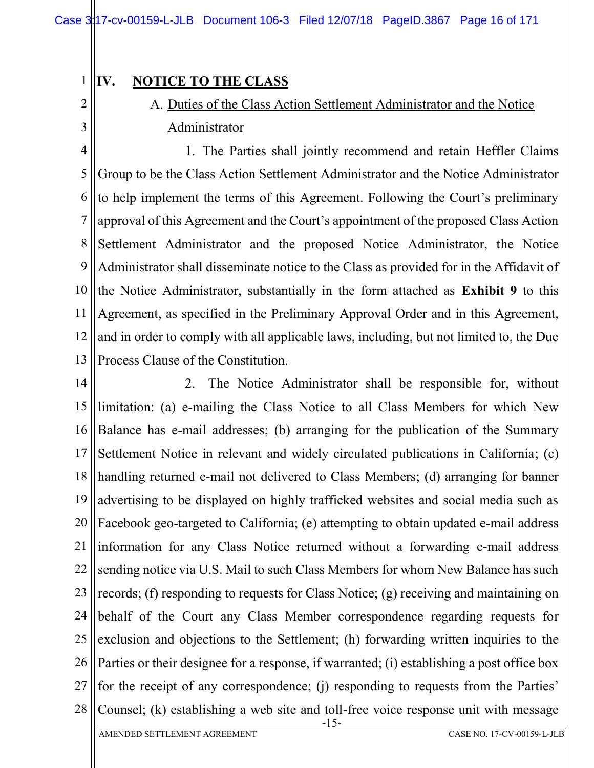## IV. NOTICE TO THE CLASS

### A. Duties of the Class Action Settlement Administrator and the Notice Administrator

1. The Parties shall jointly recommend and retain Heffler Claims Group to be the Class Action Settlement Administrator and the Notice Administrator to help implement the terms of this Agreement. Following the Court's preliminary approval of this Agreement and the Court's appointment of the proposed Class Action Settlement Administrator and the proposed Notice Administrator, the Notice Administrator shall disseminate notice to the Class as provided for in the Affidavit of the Notice Administrator, substantially in the form attached as **Exhibit 9** to this Agreement, as specified in the Preliminary Approval Order and in this Agreement, and in order to comply with all applicable laws, including, but not limited to, the Due Process Clause of the Constitution.

2. The Notice Administrator shall be responsible for, without limitation: (a) e-mailing the Class Notice to all Class Members for which New Balance has e-mail addresses; (b) arranging for the publication of the Summary Settlement Notice in relevant and widely circulated publications in California; (c) handling returned e-mail not delivered to Class Members; (d) arranging for banner advertising to be displayed on highly trafficked websites and social media such as Facebook geo-targeted to California; (e) attempting to obtain updated e-mail address information for any Class Notice returned without a forwarding e-mail address sending notice via U.S. Mail to such Class Members for whom New Balance has such records; (f) responding to requests for Class Notice; (g) receiving and maintaining on behalf of the Court any Class Member correspondence regarding requests for exclusion and objections to the Settlement; (h) forwarding written inquiries to the Parties or their designee for a response, if warranted; (i) establishing a post office box for the receipt of any correspondence; (j) responding to requests from the Parties' Counsel; (k) establishing a web site and toll-free voice response unit with message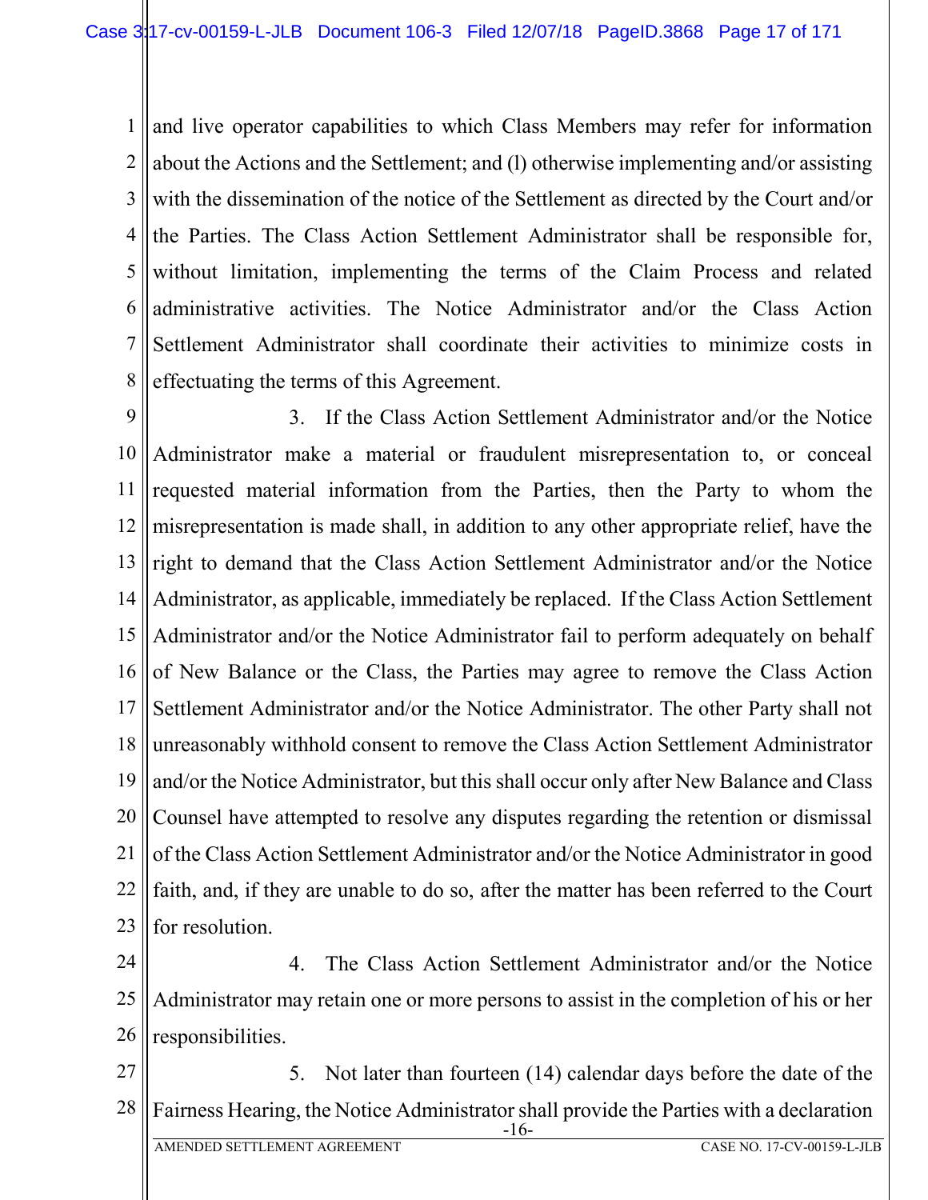and live operator capabilities to which Class Members may refer for information about the Actions and the Settlement; and (l) otherwise implementing and/or assisting with the dissemination of the notice of the Settlement as directed by the Court and/or the Parties. The Class Action Settlement Administrator shall be responsible for, without limitation, implementing the terms of the Claim Process and related administrative activities. The Notice Administrator and/or the Class Action Settlement Administrator shall coordinate their activities to minimize costs in effectuating the terms of this Agreement.

3. If the Class Action Settlement Administrator and/or the Notice Administrator make a material or fraudulent misrepresentation to, or conceal requested material information from the Parties, then the Party to whom the misrepresentation is made shall, in addition to any other appropriate relief, have the right to demand that the Class Action Settlement Administrator and/or the Notice Administrator, as applicable, immediately be replaced. If the Class Action Settlement Administrator and/or the Notice Administrator fail to perform adequately on behalf of New Balance or the Class, the Parties may agree to remove the Class Action Settlement Administrator and/or the Notice Administrator. The other Party shall not unreasonably withhold consent to remove the Class Action Settlement Administrator and/or the Notice Administrator, but this shall occur only after New Balance and Class Counsel have attempted to resolve any disputes regarding the retention or dismissal of the Class Action Settlement Administrator and/or the Notice Administrator in good faith, and, if they are unable to do so, after the matter has been referred to the Court for resolution.

4. The Class Action Settlement Administrator and/or the Notice Administrator may retain one or more persons to assist in the completion of his or her responsibilities.

5. Not later than fourteen (14) calendar days before the date of the Fairness Hearing, the Notice Administrator shall provide the Parties with a declaration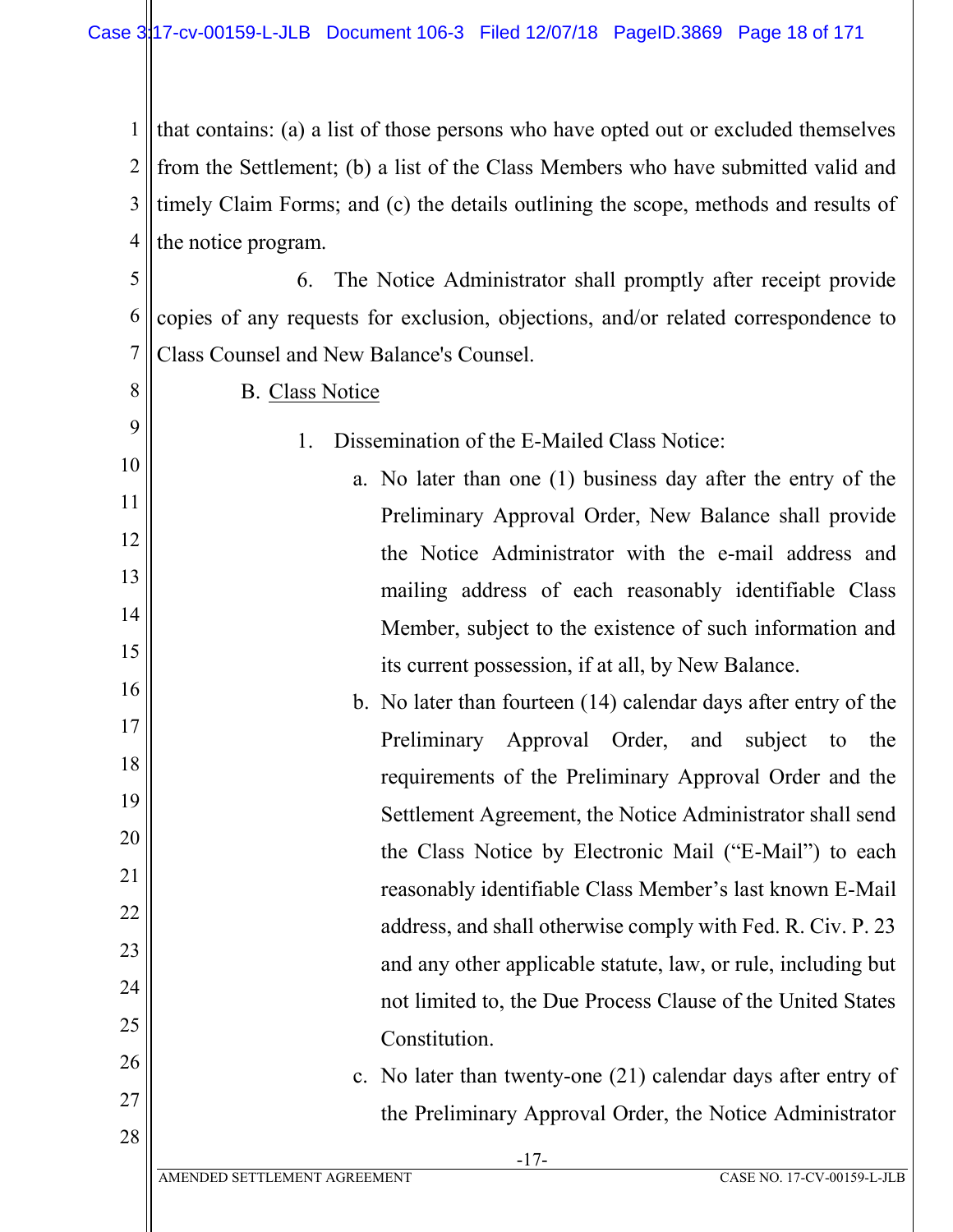that contains: (a) a list of those persons who have opted out or excluded themselves from the Settlement; (b) a list of the Class Members who have submitted valid and timely Claim Forms; and (c) the details outlining the scope, methods and results of the notice program.

6. The Notice Administrator shall promptly after receipt provide copies of any requests for exclusion, objections, and/or related correspondence to Class Counsel and New Balance's Counsel.

B. Class Notice

1. Dissemination of the E-Mailed Class Notice:

   a. No later than one (1) business day after the entry of the Preliminary Approval Order, New Balance shall provide the Notice Administrator with the e-mail address and mailing address of each reasonably identifiable Class Member, subject to the existence of such information and its current possession, if at all, by New Balance.

   b. No later than fourteen (14) calendar days after entry of the Preliminary Approval Order, and subject to the requirements of the Preliminary Approval Order and the Settlement Agreement, the Notice Administrator shall send the Class Notice by Electronic Mail ("E-Mail") to each reasonably identifiable Class Member's last known E-Mail address, and shall otherwise comply with Fed. R. Civ. P. 23 and any other applicable statute, law, or rule, including but not limited to, the Due Process Clause of the United States Constitution.

   c. No later than twenty-one (21) calendar days after entry of the Preliminary Approval Order, the Notice Administrator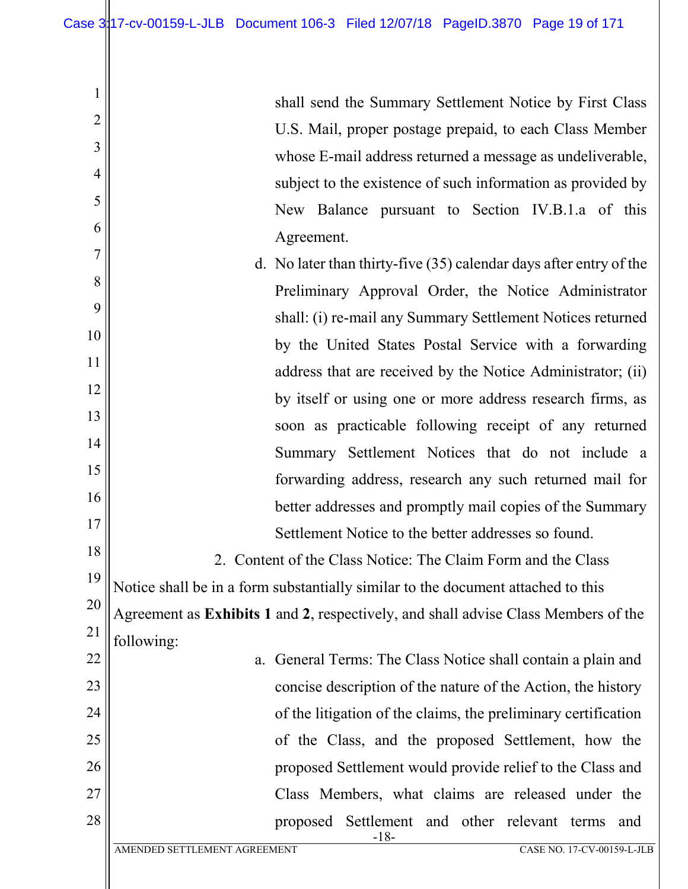shall send the Summary Settlement Notice by First Class U.S. Mail, proper postage prepaid, to each Class Member whose E-mail address returned a message as undeliverable, subject to the existence of such information as provided by New Balance pursuant to Section IV.B.1.a of this Agreement.

d. No later than thirty-five (35) calendar days after entry of the Preliminary Approval Order, the Notice Administrator shall: (i) re-mail any Summary Settlement Notices returned by the United States Postal Service with a forwarding address that are received by the Notice Administrator; (ii) by itself or using one or more address research firms, as soon as practicable following receipt of any returned Summary Settlement Notices that do not include a forwarding address, research any such returned mail for better addresses and promptly mail copies of the Summary Settlement Notice to the better addresses so found.

2. Content of the Class Notice: The Claim Form and the Class Notice shall be in a form substantially similar to the document attached to this Agreement as **Exhibits 1** and **2**, respectively, and shall advise Class Members of the following:

a. General Terms: The Class Notice shall contain a plain and concise description of the nature of the Action, the history of the litigation of the claims, the preliminary certification of the Class, and the proposed Settlement, how the proposed Settlement would provide relief to the Class and Class Members, what claims are released under the proposed Settlement and other relevant terms and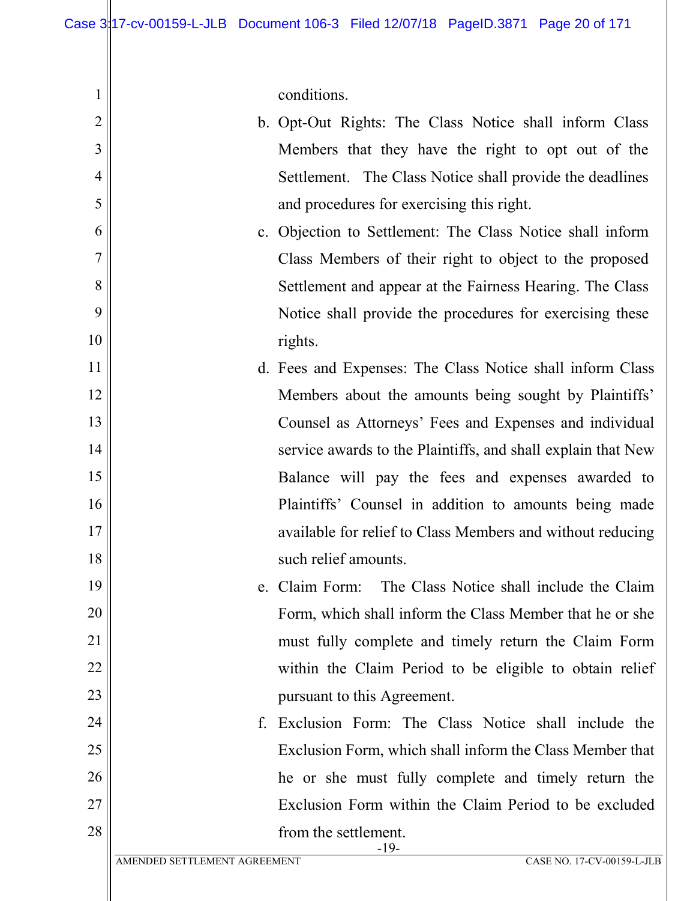conditions.

b. Opt-Out Rights: The Class Notice shall inform Class Members that they have the right to opt out of the Settlement. The Class Notice shall provide the deadlines and procedures for exercising this right.

c. Objection to Settlement: The Class Notice shall inform Class Members of their right to object to the proposed Settlement and appear at the Fairness Hearing. The Class Notice shall provide the procedures for exercising these rights.

d. Fees and Expenses: The Class Notice shall inform Class Members about the amounts being sought by Plaintiffs' Counsel as Attorneys' Fees and Expenses and individual service awards to the Plaintiffs, and shall explain that New Balance will pay the fees and expenses awarded to Plaintiffs' Counsel in addition to amounts being made available for relief to Class Members and without reducing such relief amounts.

e. Claim Form: The Class Notice shall include the Claim Form, which shall inform the Class Member that he or she must fully complete and timely return the Claim Form within the Claim Period to be eligible to obtain relief pursuant to this Agreement.

f. Exclusion Form: The Class Notice shall include the Exclusion Form, which shall inform the Class Member that he or she must fully complete and timely return the Exclusion Form within the Claim Period to be excluded from the settlement.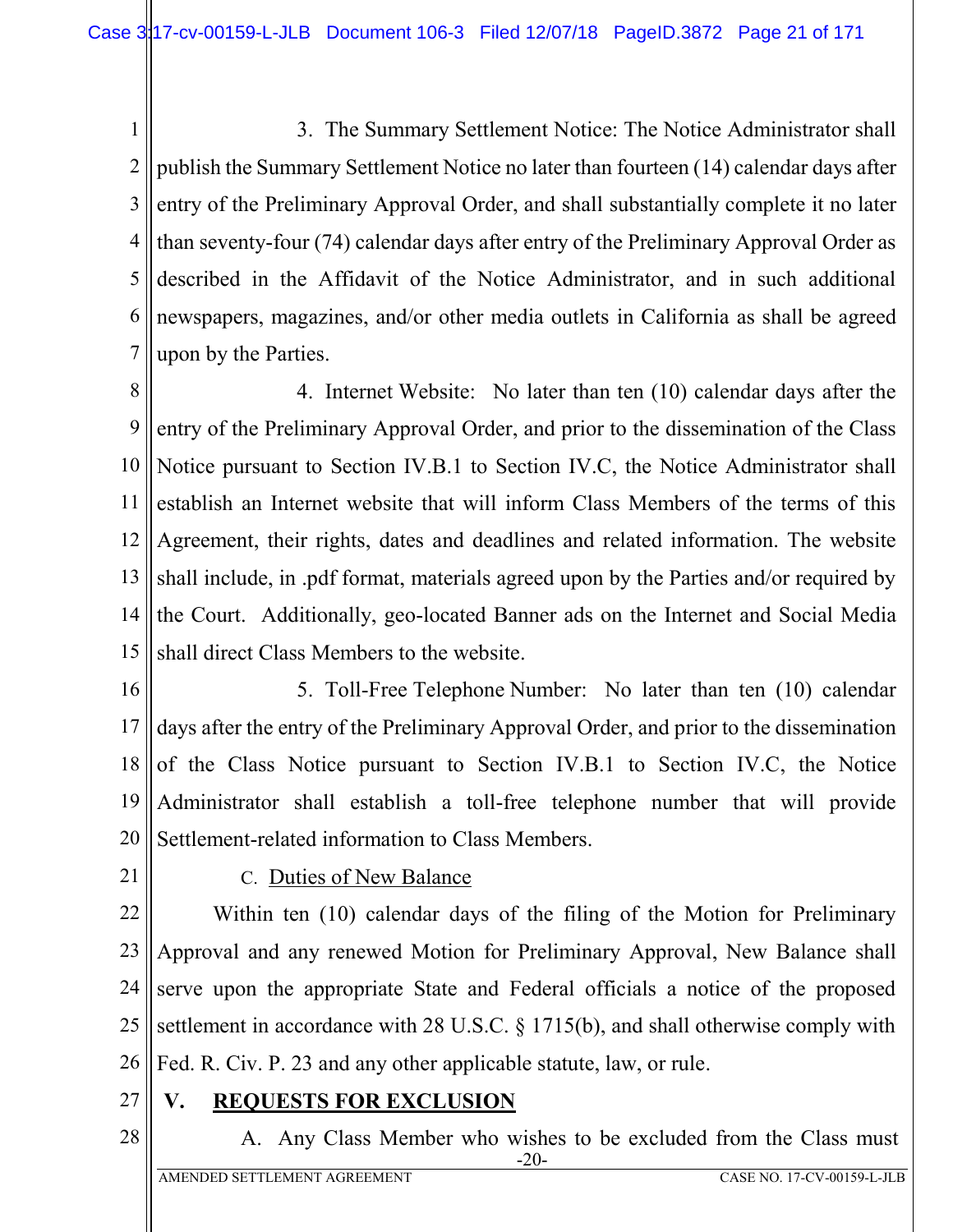3. The Summary Settlement Notice: The Notice Administrator shall publish the Summary Settlement Notice no later than fourteen (14) calendar days after entry of the Preliminary Approval Order, and shall substantially complete it no later than seventy-four (74) calendar days after entry of the Preliminary Approval Order as described in the Affidavit of the Notice Administrator, and in such additional newspapers, magazines, and/or other media outlets in California as shall be agreed upon by the Parties.

4. Internet Website: No later than ten (10) calendar days after the entry of the Preliminary Approval Order, and prior to the dissemination of the Class Notice pursuant to Section IV.B.1 to Section IV.C, the Notice Administrator shall establish an Internet website that will inform Class Members of the terms of this Agreement, their rights, dates and deadlines and related information. The website shall include, in .pdf format, materials agreed upon by the Parties and/or required by the Court. Additionally, geo-located Banner ads on the Internet and Social Media shall direct Class Members to the website.

5. Toll-Free Telephone Number: No later than ten (10) calendar days after the entry of the Preliminary Approval Order, and prior to the dissemination of the Class Notice pursuant to Section IV.B.1 to Section IV.C, the Notice Administrator shall establish a toll-free telephone number that will provide Settlement-related information to Class Members.

C. Duties of New Balance

Within ten (10) calendar days of the filing of the Motion for Preliminary Approval and any renewed Motion for Preliminary Approval, New Balance shall serve upon the appropriate State and Federal officials a notice of the proposed settlement in accordance with 28 U.S.C. § 1715(b), and shall otherwise comply with Fed. R. Civ. P. 23 and any other applicable statute, law, or rule.

## V. REQUESTS FOR EXCLUSION

A. Any Class Member who wishes to be excluded from the Class must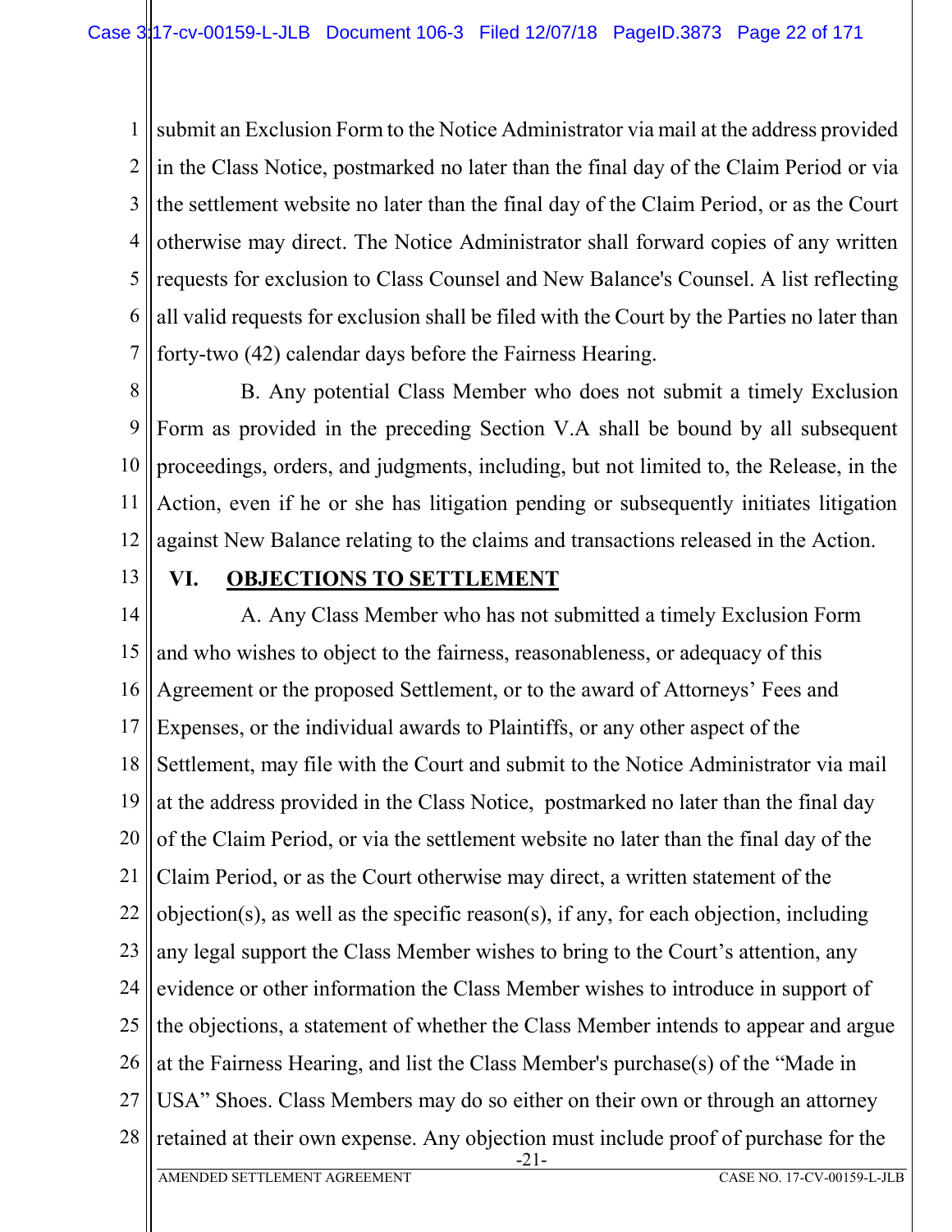submit an Exclusion Form to the Notice Administrator via mail at the address provided in the Class Notice, postmarked no later than the final day of the Claim Period or via the settlement website no later than the final day of the Claim Period, or as the Court otherwise may direct. The Notice Administrator shall forward copies of any written requests for exclusion to Class Counsel and New Balance's Counsel. A list reflecting all valid requests for exclusion shall be filed with the Court by the Parties no later than forty-two (42) calendar days before the Fairness Hearing.

B. Any potential Class Member who does not submit a timely Exclusion Form as provided in the preceding Section V.A shall be bound by all subsequent proceedings, orders, and judgments, including, but not limited to, the Release, in the Action, even if he or she has litigation pending or subsequently initiates litigation against New Balance relating to the claims and transactions released in the Action.

## VI. OBJECTIONS TO SETTLEMENT

A. Any Class Member who has not submitted a timely Exclusion Form and who wishes to object to the fairness, reasonableness, or adequacy of this Agreement or the proposed Settlement, or to the award of Attorneys' Fees and Expenses, or the individual awards to Plaintiffs, or any other aspect of the Settlement, may file with the Court and submit to the Notice Administrator via mail at the address provided in the Class Notice, postmarked no later than the final day of the Claim Period, or via the settlement website no later than the final day of the Claim Period, or as the Court otherwise may direct, a written statement of the objection(s), as well as the specific reason(s), if any, for each objection, including any legal support the Class Member wishes to bring to the Court's attention, any evidence or other information the Class Member wishes to introduce in support of the objections, a statement of whether the Class Member intends to appear and argue at the Fairness Hearing, and list the Class Member's purchase(s) of the "Made in USA" Shoes. Class Members may do so either on their own or through an attorney retained at their own expense. Any objection must include proof of purchase for the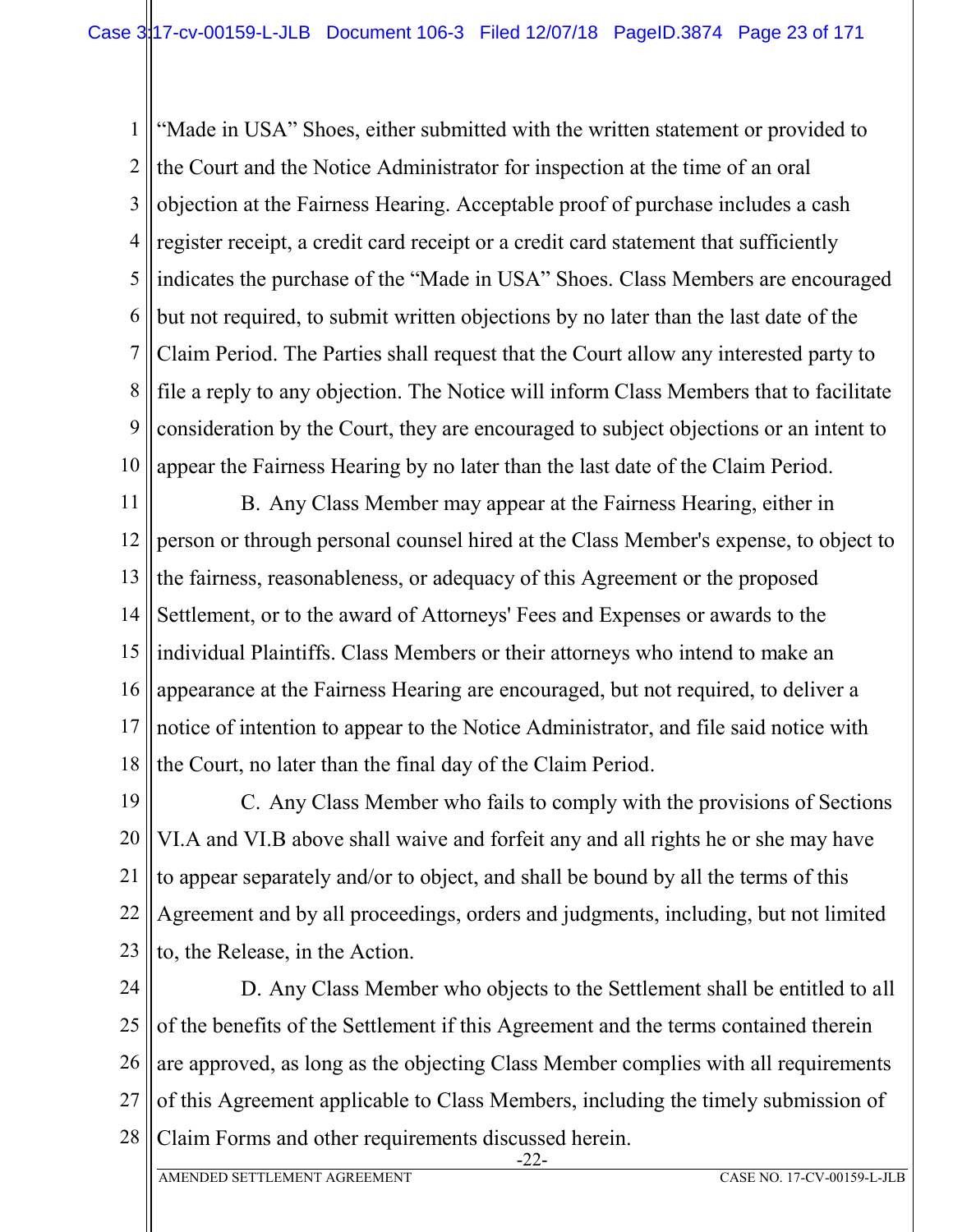"Made in USA" Shoes, either submitted with the written statement or provided to the Court and the Notice Administrator for inspection at the time of an oral objection at the Fairness Hearing. Acceptable proof of purchase includes a cash register receipt, a credit card receipt or a credit card statement that sufficiently indicates the purchase of the "Made in USA" Shoes. Class Members are encouraged but not required, to submit written objections by no later than the last date of the Claim Period. The Parties shall request that the Court allow any interested party to file a reply to any objection. The Notice will inform Class Members that to facilitate consideration by the Court, they are encouraged to subject objections or an intent to appear the Fairness Hearing by no later than the last date of the Claim Period.

B. Any Class Member may appear at the Fairness Hearing, either in person or through personal counsel hired at the Class Member's expense, to object to the fairness, reasonableness, or adequacy of this Agreement or the proposed Settlement, or to the award of Attorneys' Fees and Expenses or awards to the individual Plaintiffs. Class Members or their attorneys who intend to make an appearance at the Fairness Hearing are encouraged, but not required, to deliver a notice of intention to appear to the Notice Administrator, and file said notice with the Court, no later than the final day of the Claim Period.

C. Any Class Member who fails to comply with the provisions of Sections VI.A and VI.B above shall waive and forfeit any and all rights he or she may have to appear separately and/or to object, and shall be bound by all the terms of this Agreement and by all proceedings, orders and judgments, including, but not limited to, the Release, in the Action.

D. Any Class Member who objects to the Settlement shall be entitled to all of the benefits of the Settlement if this Agreement and the terms contained therein are approved, as long as the objecting Class Member complies with all requirements of this Agreement applicable to Class Members, including the timely submission of Claim Forms and other requirements discussed herein.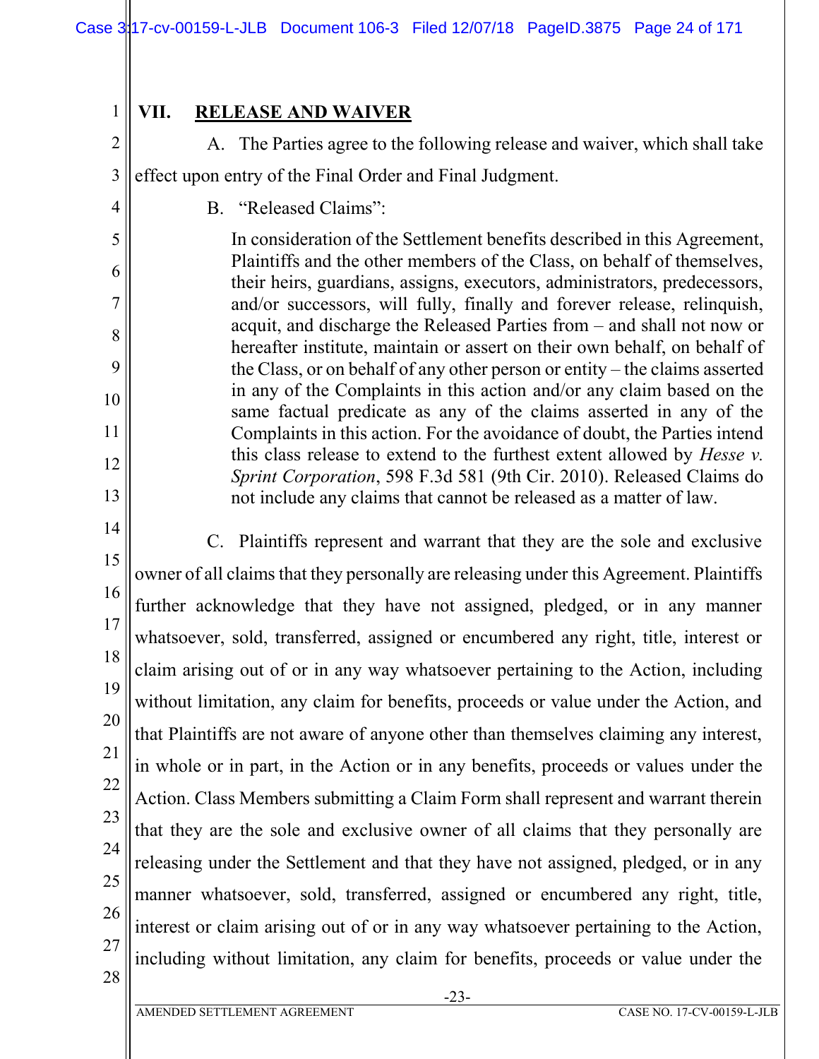## VII. RELEASE AND WAIVER

A. The Parties agree to the following release and waiver, which shall take effect upon entry of the Final Order and Final Judgment.

B. "Released Claims":

> In consideration of the Settlement benefits described in this Agreement, Plaintiffs and the other members of the Class, on behalf of themselves, their heirs, guardians, assigns, executors, administrators, predecessors, and/or successors, will fully, finally and forever release, relinquish, acquit, and discharge the Released Parties from – and shall not now or hereafter institute, maintain or assert on their own behalf, on behalf of the Class, or on behalf of any other person or entity – the claims asserted in any of the Complaints in this action and/or any claim based on the same factual predicate as any of the claims asserted in any of the Complaints in this action. For the avoidance of doubt, the Parties intend this class release to extend to the furthest extent allowed by *Hesse v. Sprint Corporation*, 598 F.3d 581 (9th Cir. 2010). Released Claims do not include any claims that cannot be released as a matter of law.

C. Plaintiffs represent and warrant that they are the sole and exclusive owner of all claims that they personally are releasing under this Agreement. Plaintiffs further acknowledge that they have not assigned, pledged, or in any manner whatsoever, sold, transferred, assigned or encumbered any right, title, interest or claim arising out of or in any way whatsoever pertaining to the Action, including without limitation, any claim for benefits, proceeds or value under the Action, and that Plaintiffs are not aware of anyone other than themselves claiming any interest, in whole or in part, in the Action or in any benefits, proceeds or values under the Action. Class Members submitting a Claim Form shall represent and warrant therein that they are the sole and exclusive owner of all claims that they personally are releasing under the Settlement and that they have not assigned, pledged, or in any manner whatsoever, sold, transferred, assigned or encumbered any right, title, interest or claim arising out of or in any way whatsoever pertaining to the Action, including without limitation, any claim for benefits, proceeds or value under the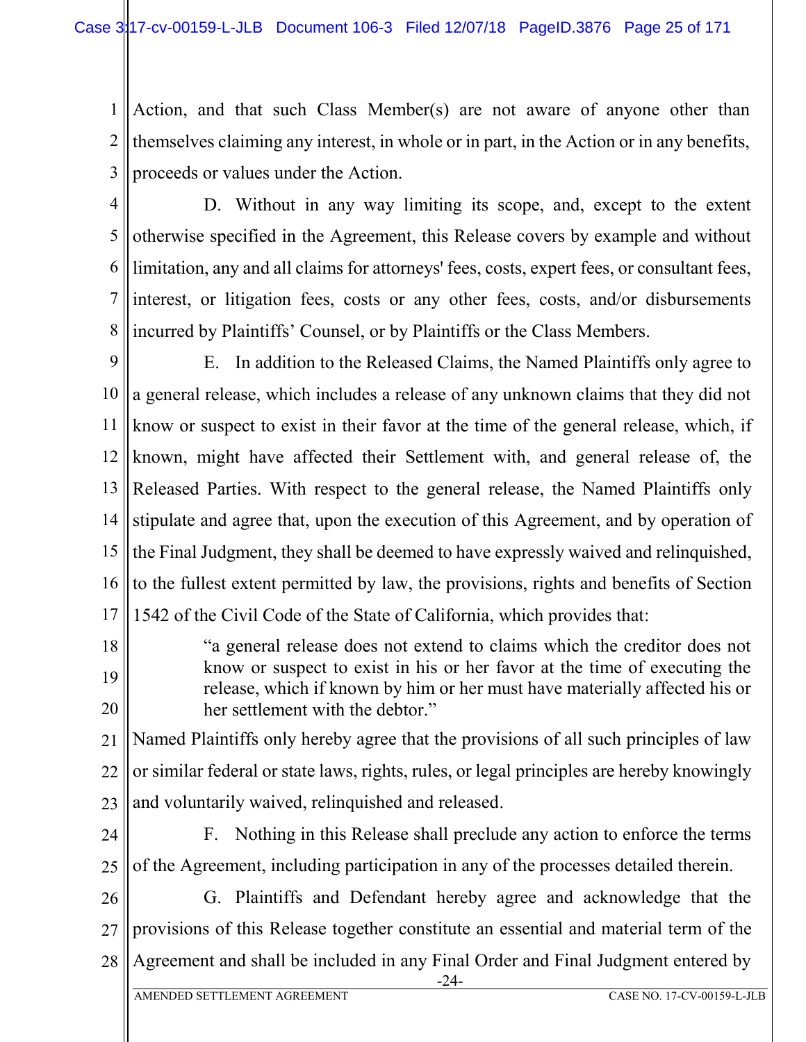Action, and that such Class Member(s) are not aware of anyone other than themselves claiming any interest, in whole or in part, in the Action or in any benefits, proceeds or values under the Action.

D. Without in any way limiting its scope, and, except to the extent otherwise specified in the Agreement, this Release covers by example and without limitation, any and all claims for attorneys' fees, costs, expert fees, or consultant fees, interest, or litigation fees, costs or any other fees, costs, and/or disbursements incurred by Plaintiffs' Counsel, or by Plaintiffs or the Class Members.

E. In addition to the Released Claims, the Named Plaintiffs only agree to a general release, which includes a release of any unknown claims that they did not know or suspect to exist in their favor at the time of the general release, which, if known, might have affected their Settlement with, and general release of, the Released Parties. With respect to the general release, the Named Plaintiffs only stipulate and agree that, upon the execution of this Agreement, and by operation of the Final Judgment, they shall be deemed to have expressly waived and relinquished, to the fullest extent permitted by law, the provisions, rights and benefits of Section 1542 of the Civil Code of the State of California, which provides that:

> "a general release does not extend to claims which the creditor does not know or suspect to exist in his or her favor at the time of executing the release, which if known by him or her must have materially affected his or her settlement with the debtor."

Named Plaintiffs only hereby agree that the provisions of all such principles of law or similar federal or state laws, rights, rules, or legal principles are hereby knowingly and voluntarily waived, relinquished and released.

F. Nothing in this Release shall preclude any action to enforce the terms of the Agreement, including participation in any of the processes detailed therein.

G. Plaintiffs and Defendant hereby agree and acknowledge that the provisions of this Release together constitute an essential and material term of the Agreement and shall be included in any Final Order and Final Judgment entered by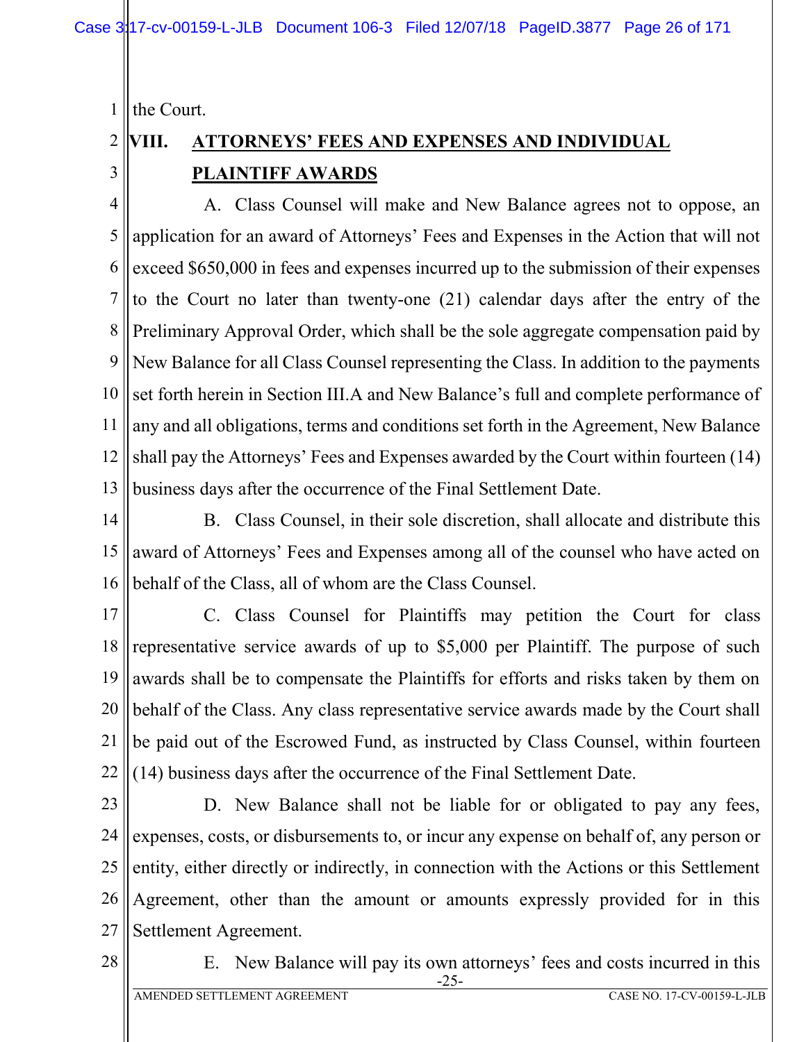the Court.

## VIII. ATTORNEYS' FEES AND EXPENSES AND INDIVIDUAL PLAINTIFF AWARDS

A. Class Counsel will make and New Balance agrees not to oppose, an application for an award of Attorneys' Fees and Expenses in the Action that will not exceed $650,000 in fees and expenses incurred up to the submission of their expenses to the Court no later than twenty-one (21) calendar days after the entry of the Preliminary Approval Order, which shall be the sole aggregate compensation paid by New Balance for all Class Counsel representing the Class. In addition to the payments set forth herein in Section III.A and New Balance's full and complete performance of any and all obligations, terms and conditions set forth in the Agreement, New Balance shall pay the Attorneys' Fees and Expenses awarded by the Court within fourteen (14) business days after the occurrence of the Final Settlement Date.

B. Class Counsel, in their sole discretion, shall allocate and distribute this award of Attorneys' Fees and Expenses among all of the counsel who have acted on behalf of the Class, all of whom are the Class Counsel.

C. Class Counsel for Plaintiffs may petition the Court for class representative service awards of up to $5,000 per Plaintiff. The purpose of such awards shall be to compensate the Plaintiffs for efforts and risks taken by them on behalf of the Class. Any class representative service awards made by the Court shall be paid out of the Escrowed Fund, as instructed by Class Counsel, within fourteen (14) business days after the occurrence of the Final Settlement Date.

D. New Balance shall not be liable for or obligated to pay any fees, expenses, costs, or disbursements to, or incur any expense on behalf of, any person or entity, either directly or indirectly, in connection with the Actions or this Settlement Agreement, other than the amount or amounts expressly provided for in this Settlement Agreement.

E. New Balance will pay its own attorneys' fees and costs incurred in this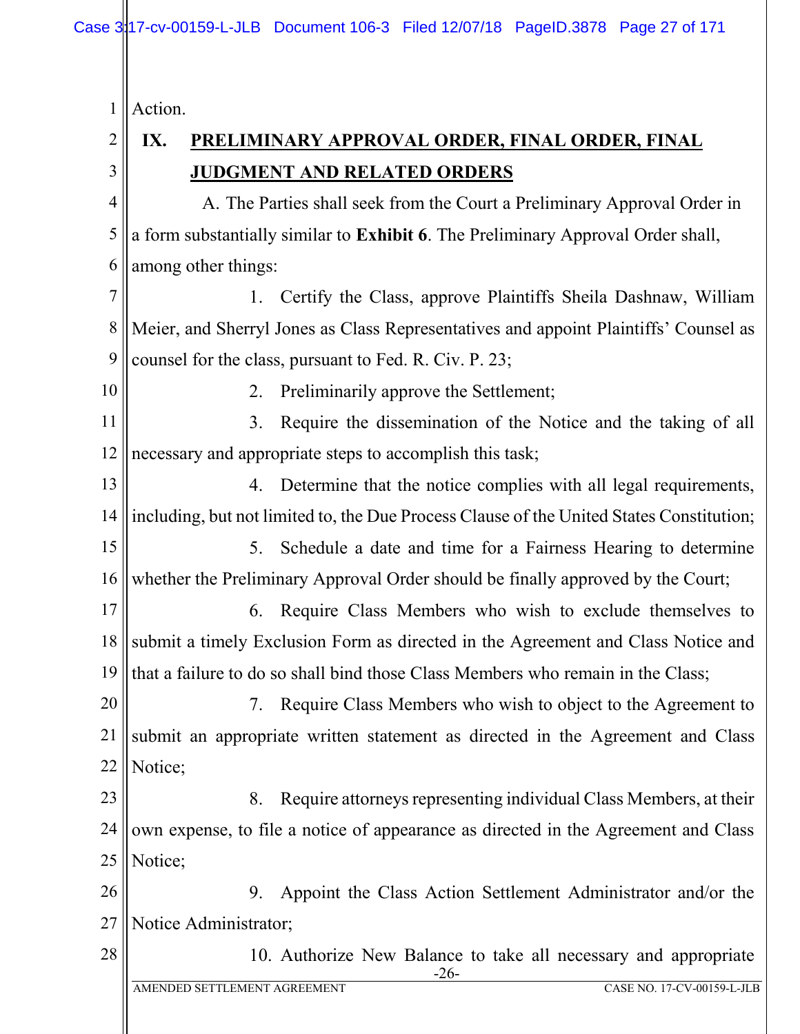Action.

## IX. PRELIMINARY APPROVAL ORDER, FINAL ORDER, FINAL JUDGMENT AND RELATED ORDERS

A. The Parties shall seek from the Court a Preliminary Approval Order in a form substantially similar to **Exhibit 6**. The Preliminary Approval Order shall, among other things:

1. Certify the Class, approve Plaintiffs Sheila Dashnaw, William Meier, and Sherryl Jones as Class Representatives and appoint Plaintiffs' Counsel as counsel for the class, pursuant to Fed. R. Civ. P. 23;

2. Preliminarily approve the Settlement;

3. Require the dissemination of the Notice and the taking of all necessary and appropriate steps to accomplish this task;

4. Determine that the notice complies with all legal requirements, including, but not limited to, the Due Process Clause of the United States Constitution;

5. Schedule a date and time for a Fairness Hearing to determine whether the Preliminary Approval Order should be finally approved by the Court;

6. Require Class Members who wish to exclude themselves to submit a timely Exclusion Form as directed in the Agreement and Class Notice and that a failure to do so shall bind those Class Members who remain in the Class;

7. Require Class Members who wish to object to the Agreement to submit an appropriate written statement as directed in the Agreement and Class Notice;

8. Require attorneys representing individual Class Members, at their own expense, to file a notice of appearance as directed in the Agreement and Class Notice;

9. Appoint the Class Action Settlement Administrator and/or the Notice Administrator;

10. Authorize New Balance to take all necessary and appropriate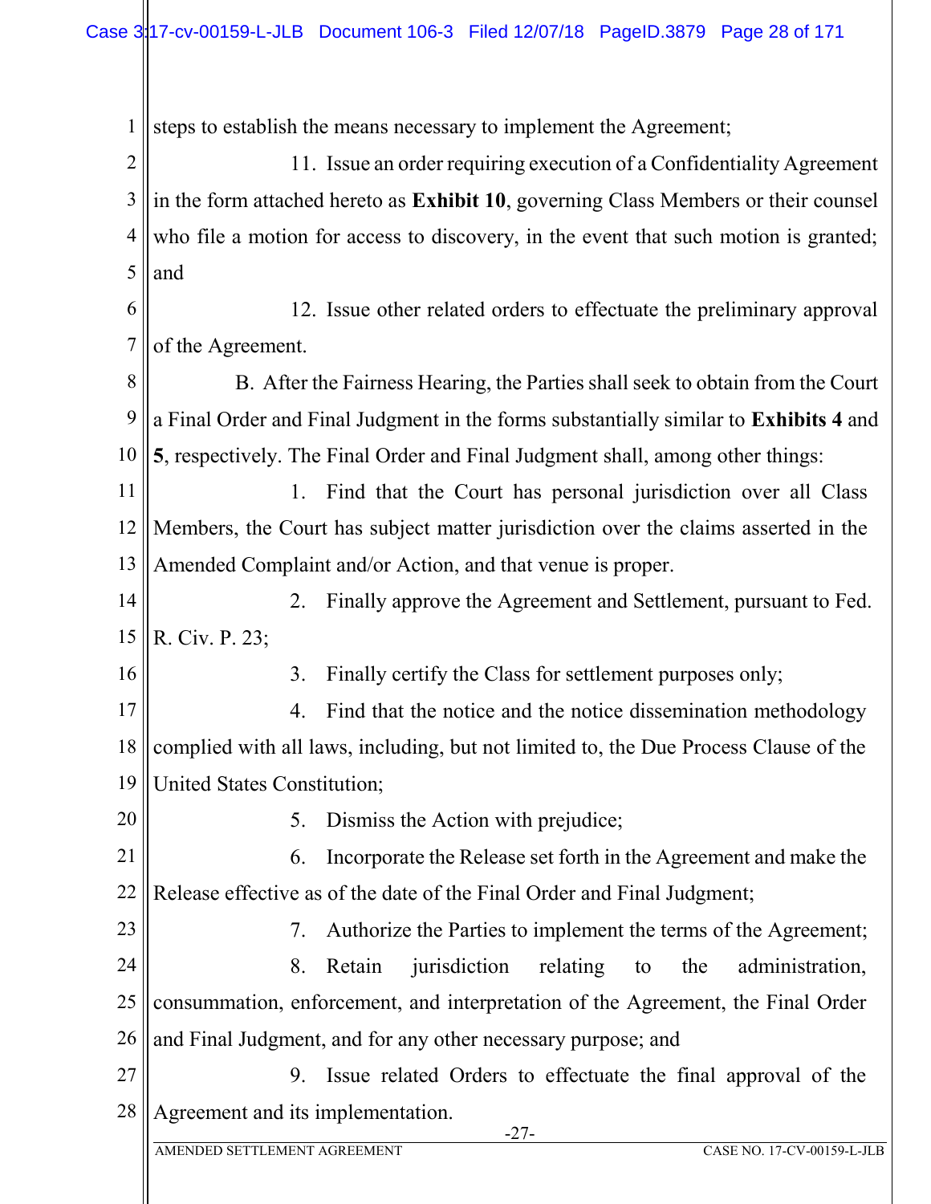steps to establish the means necessary to implement the Agreement;

11. Issue an order requiring execution of a Confidentiality Agreement in the form attached hereto as **Exhibit 10**, governing Class Members or their counsel who file a motion for access to discovery, in the event that such motion is granted; and

12. Issue other related orders to effectuate the preliminary approval of the Agreement.

B. After the Fairness Hearing, the Parties shall seek to obtain from the Court a Final Order and Final Judgment in the forms substantially similar to **Exhibits 4** and **5**, respectively. The Final Order and Final Judgment shall, among other things:

1. Find that the Court has personal jurisdiction over all Class Members, the Court has subject matter jurisdiction over the claims asserted in the Amended Complaint and/or Action, and that venue is proper.

2. Finally approve the Agreement and Settlement, pursuant to Fed. R. Civ. P. 23;

3. Finally certify the Class for settlement purposes only;

4. Find that the notice and the notice dissemination methodology complied with all laws, including, but not limited to, the Due Process Clause of the United States Constitution;

5. Dismiss the Action with prejudice;

6. Incorporate the Release set forth in the Agreement and make the Release effective as of the date of the Final Order and Final Judgment;

7. Authorize the Parties to implement the terms of the Agreement;

8. Retain jurisdiction relating to the administration, consummation, enforcement, and interpretation of the Agreement, the Final Order and Final Judgment, and for any other necessary purpose; and

9. Issue related Orders to effectuate the final approval of the Agreement and its implementation.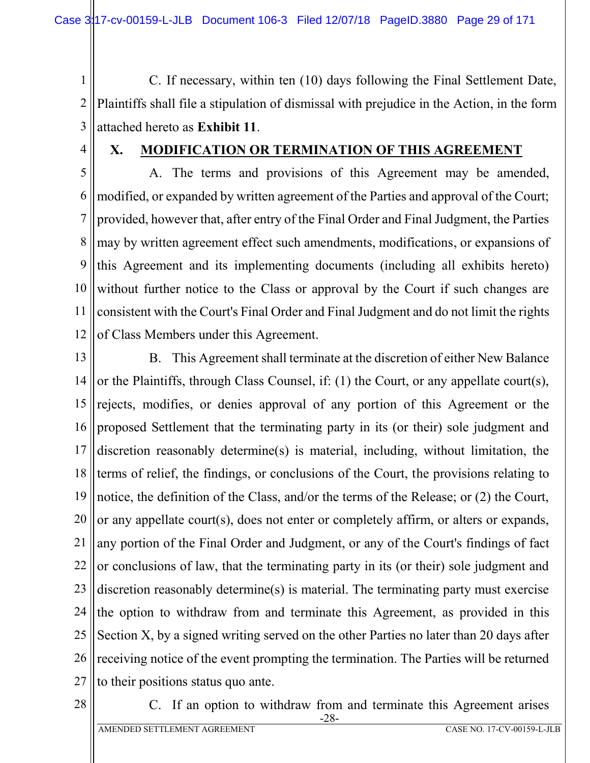C. If necessary, within ten (10) days following the Final Settlement Date, Plaintiffs shall file a stipulation of dismissal with prejudice in the Action, in the form attached hereto as **Exhibit 11**.

## X. MODIFICATION OR TERMINATION OF THIS AGREEMENT

A. The terms and provisions of this Agreement may be amended, modified, or expanded by written agreement of the Parties and approval of the Court; provided, however that, after entry of the Final Order and Final Judgment, the Parties may by written agreement effect such amendments, modifications, or expansions of this Agreement and its implementing documents (including all exhibits hereto) without further notice to the Class or approval by the Court if such changes are consistent with the Court's Final Order and Final Judgment and do not limit the rights of Class Members under this Agreement.

B. This Agreement shall terminate at the discretion of either New Balance or the Plaintiffs, through Class Counsel, if: (1) the Court, or any appellate court(s), rejects, modifies, or denies approval of any portion of this Agreement or the proposed Settlement that the terminating party in its (or their) sole judgment and discretion reasonably determine(s) is material, including, without limitation, the terms of relief, the findings, or conclusions of the Court, the provisions relating to notice, the definition of the Class, and/or the terms of the Release; or (2) the Court, or any appellate court(s), does not enter or completely affirm, or alters or expands, any portion of the Final Order and Judgment, or any of the Court's findings of fact or conclusions of law, that the terminating party in its (or their) sole judgment and discretion reasonably determine(s) is material. The terminating party must exercise the option to withdraw from and terminate this Agreement, as provided in this Section X, by a signed writing served on the other Parties no later than 20 days after receiving notice of the event prompting the termination. The Parties will be returned to their positions status quo ante.

C. If an option to withdraw from and terminate this Agreement arises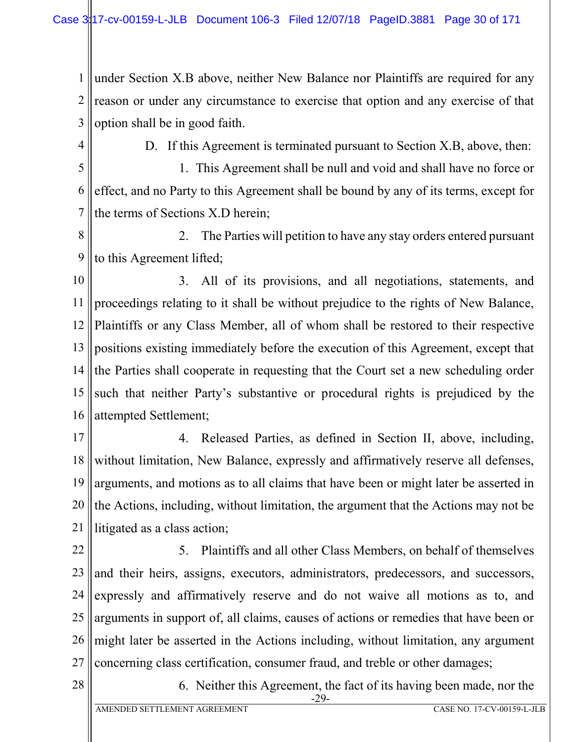under Section X.B above, neither New Balance nor Plaintiffs are required for any reason or under any circumstance to exercise that option and any exercise of that option shall be in good faith.

D. If this Agreement is terminated pursuant to Section X.B, above, then:

1. This Agreement shall be null and void and shall have no force or effect, and no Party to this Agreement shall be bound by any of its terms, except for the terms of Sections X.D herein;

2. The Parties will petition to have any stay orders entered pursuant to this Agreement lifted;

3. All of its provisions, and all negotiations, statements, and proceedings relating to it shall be without prejudice to the rights of New Balance, Plaintiffs or any Class Member, all of whom shall be restored to their respective positions existing immediately before the execution of this Agreement, except that the Parties shall cooperate in requesting that the Court set a new scheduling order such that neither Party's substantive or procedural rights is prejudiced by the attempted Settlement;

4. Released Parties, as defined in Section II, above, including, without limitation, New Balance, expressly and affirmatively reserve all defenses, arguments, and motions as to all claims that have been or might later be asserted in the Actions, including, without limitation, the argument that the Actions may not be litigated as a class action;

5. Plaintiffs and all other Class Members, on behalf of themselves and their heirs, assigns, executors, administrators, predecessors, and successors, expressly and affirmatively reserve and do not waive all motions as to, and arguments in support of, all claims, causes of actions or remedies that have been or might later be asserted in the Actions including, without limitation, any argument concerning class certification, consumer fraud, and treble or other damages;

6. Neither this Agreement, the fact of its having been made, nor the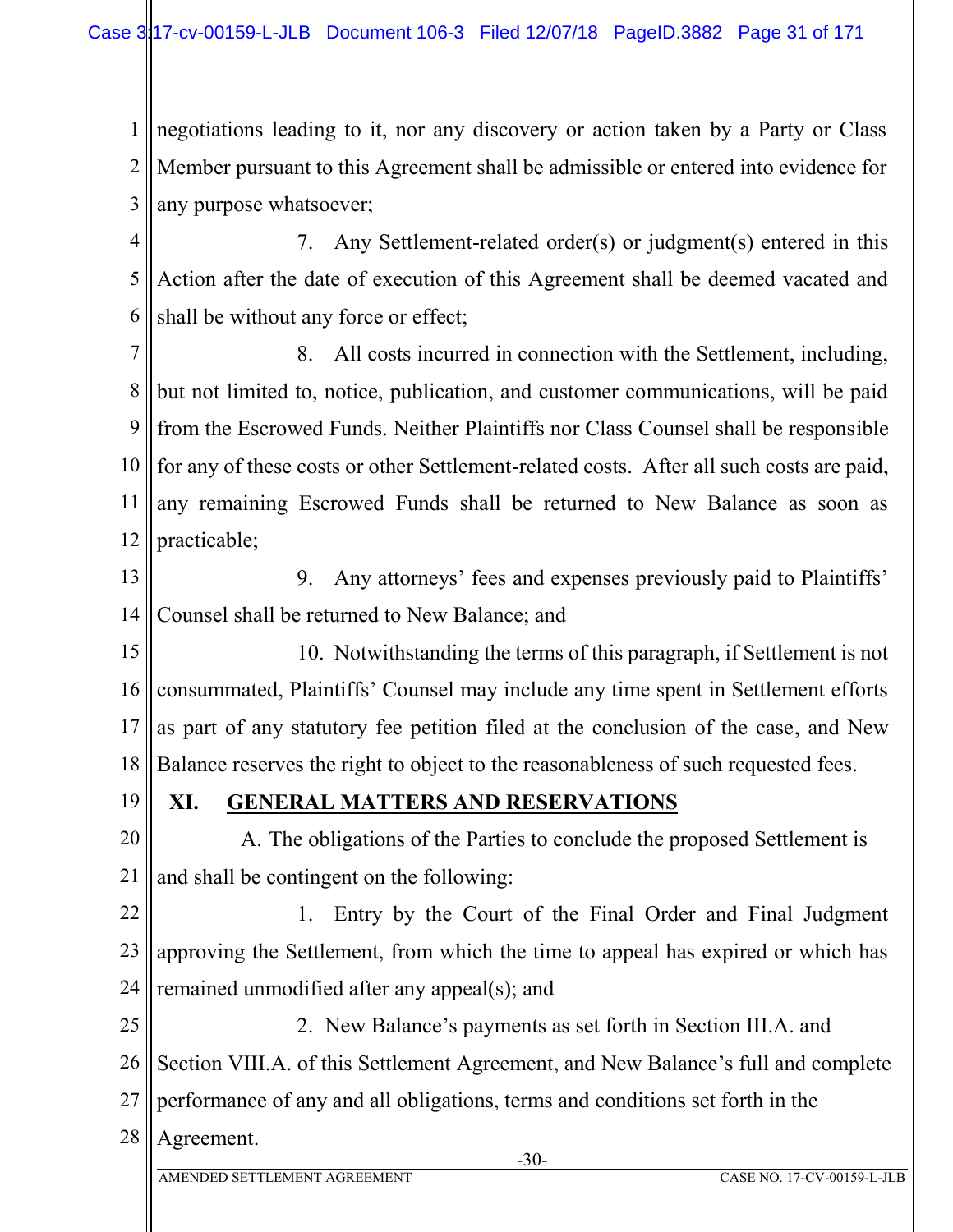negotiations leading to it, nor any discovery or action taken by a Party or Class Member pursuant to this Agreement shall be admissible or entered into evidence for any purpose whatsoever;

7. Any Settlement-related order(s) or judgment(s) entered in this Action after the date of execution of this Agreement shall be deemed vacated and shall be without any force or effect;

8. All costs incurred in connection with the Settlement, including, but not limited to, notice, publication, and customer communications, will be paid from the Escrowed Funds. Neither Plaintiffs nor Class Counsel shall be responsible for any of these costs or other Settlement-related costs. After all such costs are paid, any remaining Escrowed Funds shall be returned to New Balance as soon as practicable;

9. Any attorneys' fees and expenses previously paid to Plaintiffs' Counsel shall be returned to New Balance; and

10. Notwithstanding the terms of this paragraph, if Settlement is not consummated, Plaintiffs' Counsel may include any time spent in Settlement efforts as part of any statutory fee petition filed at the conclusion of the case, and New Balance reserves the right to object to the reasonableness of such requested fees.

## XI. GENERAL MATTERS AND RESERVATIONS

A. The obligations of the Parties to conclude the proposed Settlement is and shall be contingent on the following:

1. Entry by the Court of the Final Order and Final Judgment approving the Settlement, from which the time to appeal has expired or which has remained unmodified after any appeal(s); and

2. New Balance's payments as set forth in Section III.A. and Section VIII.A. of this Settlement Agreement, and New Balance's full and complete performance of any and all obligations, terms and conditions set forth in the Agreement.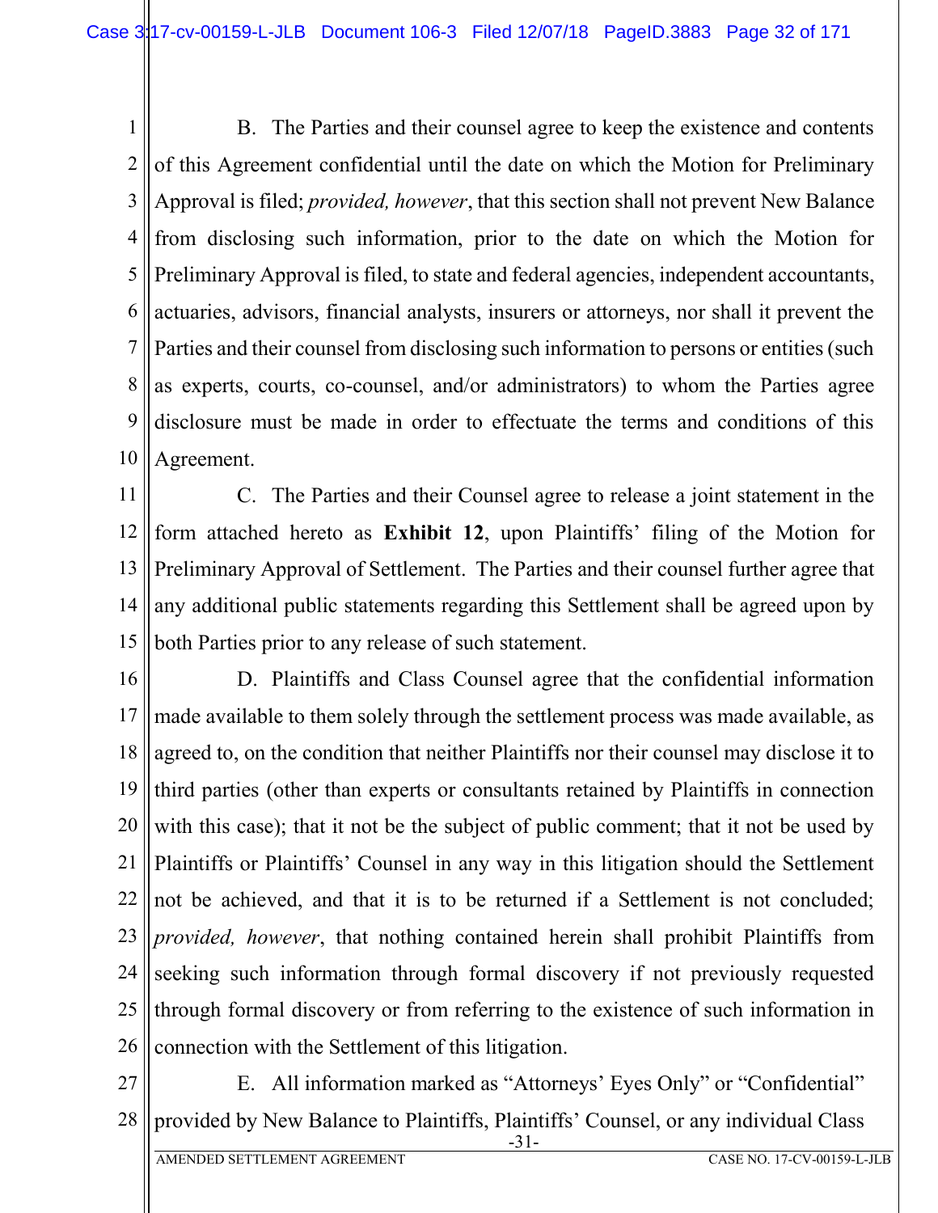B. The Parties and their counsel agree to keep the existence and contents of this Agreement confidential until the date on which the Motion for Preliminary Approval is filed; *provided, however*, that this section shall not prevent New Balance from disclosing such information, prior to the date on which the Motion for Preliminary Approval is filed, to state and federal agencies, independent accountants, actuaries, advisors, financial analysts, insurers or attorneys, nor shall it prevent the Parties and their counsel from disclosing such information to persons or entities (such as experts, courts, co-counsel, and/or administrators) to whom the Parties agree disclosure must be made in order to effectuate the terms and conditions of this Agreement.

C. The Parties and their Counsel agree to release a joint statement in the form attached hereto as **Exhibit 12**, upon Plaintiffs' filing of the Motion for Preliminary Approval of Settlement. The Parties and their counsel further agree that any additional public statements regarding this Settlement shall be agreed upon by both Parties prior to any release of such statement.

D. Plaintiffs and Class Counsel agree that the confidential information made available to them solely through the settlement process was made available, as agreed to, on the condition that neither Plaintiffs nor their counsel may disclose it to third parties (other than experts or consultants retained by Plaintiffs in connection with this case); that it not be the subject of public comment; that it not be used by Plaintiffs or Plaintiffs' Counsel in any way in this litigation should the Settlement not be achieved, and that it is to be returned if a Settlement is not concluded; *provided, however*, that nothing contained herein shall prohibit Plaintiffs from seeking such information through formal discovery if not previously requested through formal discovery or from referring to the existence of such information in connection with the Settlement of this litigation.

E. All information marked as "Attorneys' Eyes Only" or "Confidential" provided by New Balance to Plaintiffs, Plaintiffs' Counsel, or any individual Class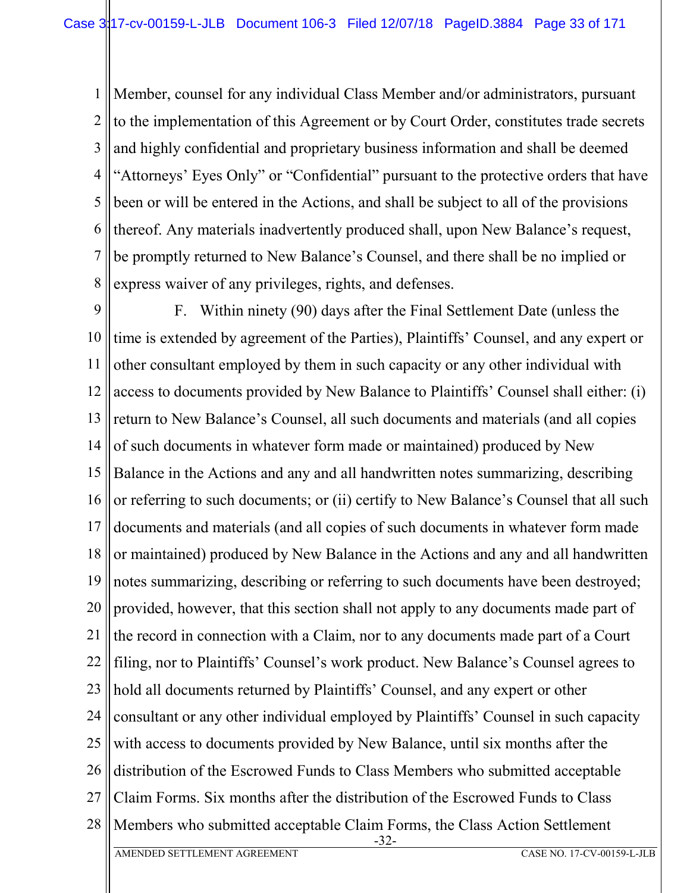Member, counsel for any individual Class Member and/or administrators, pursuant to the implementation of this Agreement or by Court Order, constitutes trade secrets and highly confidential and proprietary business information and shall be deemed "Attorneys' Eyes Only" or "Confidential" pursuant to the protective orders that have been or will be entered in the Actions, and shall be subject to all of the provisions thereof. Any materials inadvertently produced shall, upon New Balance's request, be promptly returned to New Balance's Counsel, and there shall be no implied or express waiver of any privileges, rights, and defenses.

F. Within ninety (90) days after the Final Settlement Date (unless the time is extended by agreement of the Parties), Plaintiffs' Counsel, and any expert or other consultant employed by them in such capacity or any other individual with access to documents provided by New Balance to Plaintiffs' Counsel shall either: (i) return to New Balance's Counsel, all such documents and materials (and all copies of such documents in whatever form made or maintained) produced by New Balance in the Actions and any and all handwritten notes summarizing, describing or referring to such documents; or (ii) certify to New Balance's Counsel that all such documents and materials (and all copies of such documents in whatever form made or maintained) produced by New Balance in the Actions and any and all handwritten notes summarizing, describing or referring to such documents have been destroyed; provided, however, that this section shall not apply to any documents made part of the record in connection with a Claim, nor to any documents made part of a Court filing, nor to Plaintiffs' Counsel's work product. New Balance's Counsel agrees to hold all documents returned by Plaintiffs' Counsel, and any expert or other consultant or any other individual employed by Plaintiffs' Counsel in such capacity with access to documents provided by New Balance, until six months after the distribution of the Escrowed Funds to Class Members who submitted acceptable Claim Forms. Six months after the distribution of the Escrowed Funds to Class Members who submitted acceptable Claim Forms, the Class Action Settlement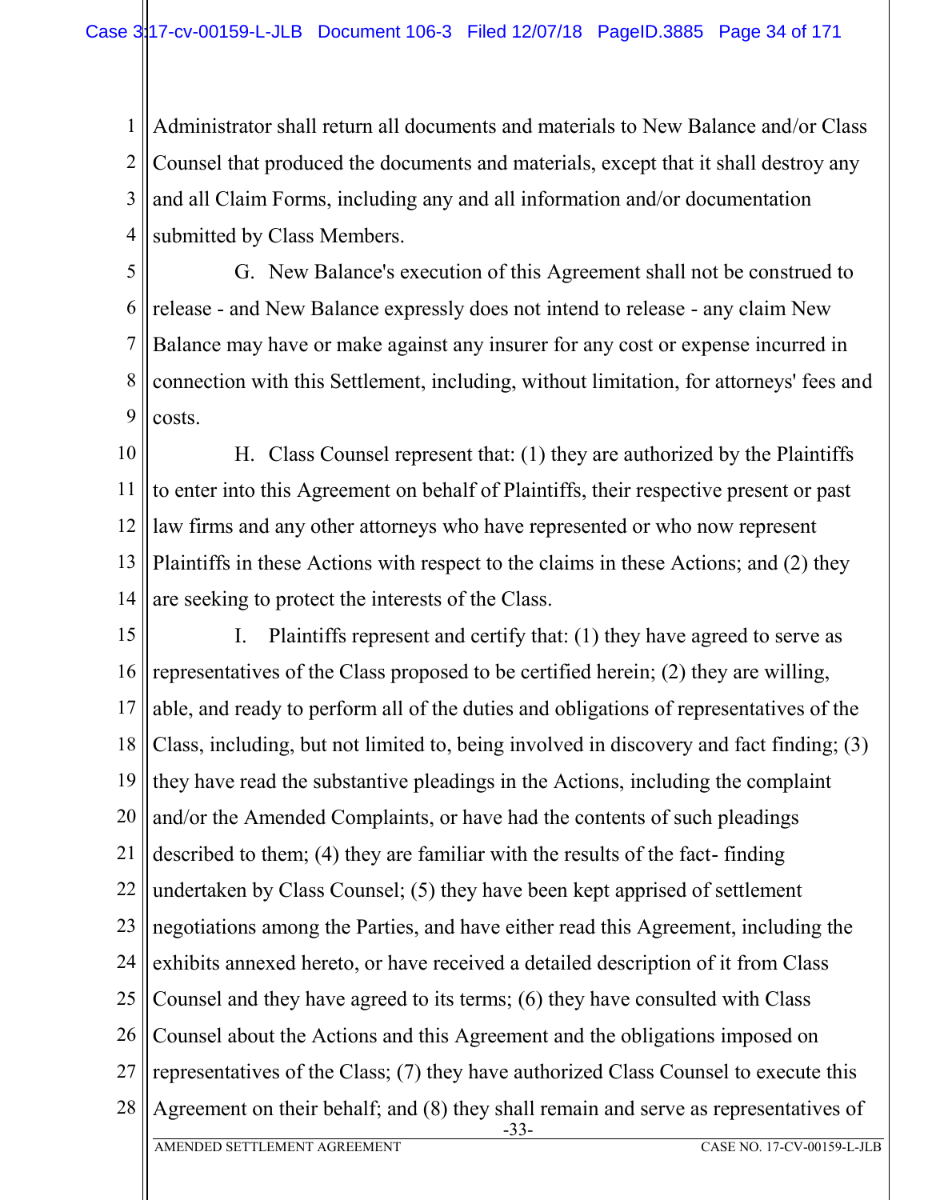Administrator shall return all documents and materials to New Balance and/or Class Counsel that produced the documents and materials, except that it shall destroy any and all Claim Forms, including any and all information and/or documentation submitted by Class Members.

G. New Balance's execution of this Agreement shall not be construed to release - and New Balance expressly does not intend to release - any claim New Balance may have or make against any insurer for any cost or expense incurred in connection with this Settlement, including, without limitation, for attorneys' fees and costs.

H. Class Counsel represent that: (1) they are authorized by the Plaintiffs to enter into this Agreement on behalf of Plaintiffs, their respective present or past law firms and any other attorneys who have represented or who now represent Plaintiffs in these Actions with respect to the claims in these Actions; and (2) they are seeking to protect the interests of the Class.

I. Plaintiffs represent and certify that: (1) they have agreed to serve as representatives of the Class proposed to be certified herein; (2) they are willing, able, and ready to perform all of the duties and obligations of representatives of the Class, including, but not limited to, being involved in discovery and fact finding; (3) they have read the substantive pleadings in the Actions, including the complaint and/or the Amended Complaints, or have had the contents of such pleadings described to them; (4) they are familiar with the results of the fact- finding undertaken by Class Counsel; (5) they have been kept apprised of settlement negotiations among the Parties, and have either read this Agreement, including the exhibits annexed hereto, or have received a detailed description of it from Class Counsel and they have agreed to its terms; (6) they have consulted with Class Counsel about the Actions and this Agreement and the obligations imposed on representatives of the Class; (7) they have authorized Class Counsel to execute this Agreement on their behalf; and (8) they shall remain and serve as representatives of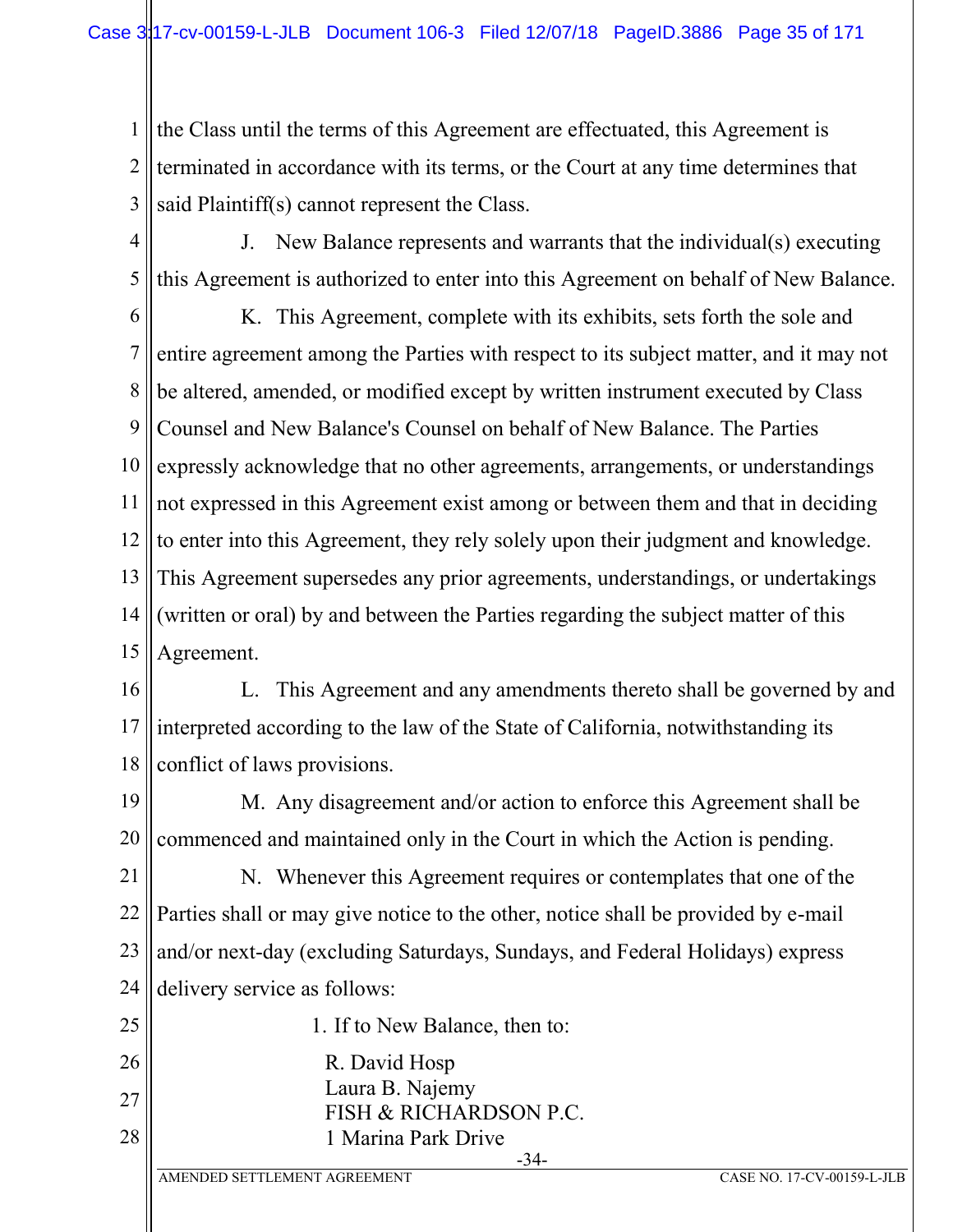the Class until the terms of this Agreement are effectuated, this Agreement is terminated in accordance with its terms, or the Court at any time determines that said Plaintiff(s) cannot represent the Class.

J. New Balance represents and warrants that the individual(s) executing this Agreement is authorized to enter into this Agreement on behalf of New Balance.

K. This Agreement, complete with its exhibits, sets forth the sole and entire agreement among the Parties with respect to its subject matter, and it may not be altered, amended, or modified except by written instrument executed by Class Counsel and New Balance's Counsel on behalf of New Balance. The Parties expressly acknowledge that no other agreements, arrangements, or understandings not expressed in this Agreement exist among or between them and that in deciding to enter into this Agreement, they rely solely upon their judgment and knowledge. This Agreement supersedes any prior agreements, understandings, or undertakings (written or oral) by and between the Parties regarding the subject matter of this Agreement.

L. This Agreement and any amendments thereto shall be governed by and interpreted according to the law of the State of California, notwithstanding its conflict of laws provisions.

M. Any disagreement and/or action to enforce this Agreement shall be commenced and maintained only in the Court in which the Action is pending.

N. Whenever this Agreement requires or contemplates that one of the Parties shall or may give notice to the other, notice shall be provided by e-mail and/or next-day (excluding Saturdays, Sundays, and Federal Holidays) express delivery service as follows:

1. If to New Balance, then to:

   R. David Hosp
   Laura B. Najemy
   FISH & RICHARDSON P.C.
   1 Marina Park Drive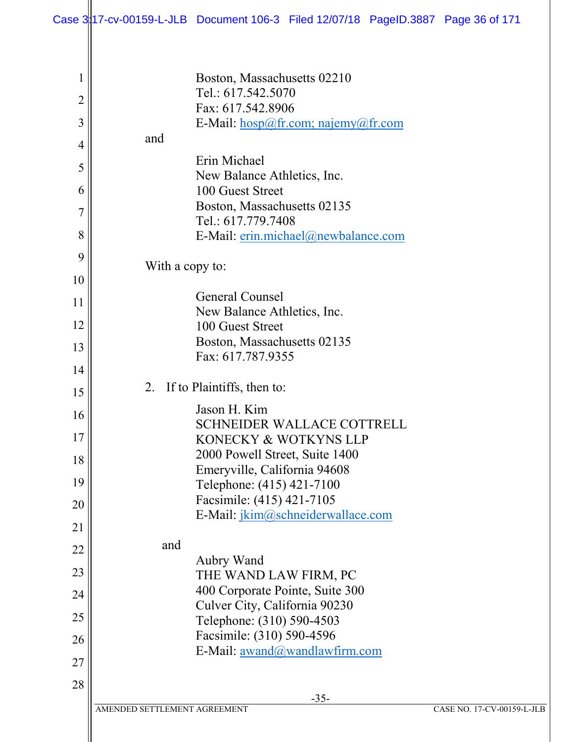Boston, Massachusetts 02210
Tel.: 617.542.5070
Fax: 617.542.8906
E-Mail: hosp@fr.com; najemy@fr.com

and

Erin Michael
New Balance Athletics, Inc.
100 Guest Street
Boston, Massachusetts 02135
Tel.: 617.779.7408
E-Mail: erin.michael@newbalance.com

With a copy to:

General Counsel
New Balance Athletics, Inc.
100 Guest Street
Boston, Massachusetts 02135
Fax: 617.787.9355

2. If to Plaintiffs, then to:

Jason H. Kim
SCHNEIDER WALLACE COTTRELL
KONECKY & WOTKYNS LLP
2000 Powell Street, Suite 1400
Emeryville, California 94608
Telephone: (415) 421-7100
Facsimile: (415) 421-7105
E-Mail: jkim@schneiderwallace.com

and

Aubry Wand
THE WAND LAW FIRM, PC
400 Corporate Pointe, Suite 300
Culver City, California 90230
Telephone: (310) 590-4503
Facsimile: (310) 590-4596
E-Mail: awand@wandlawfirm.com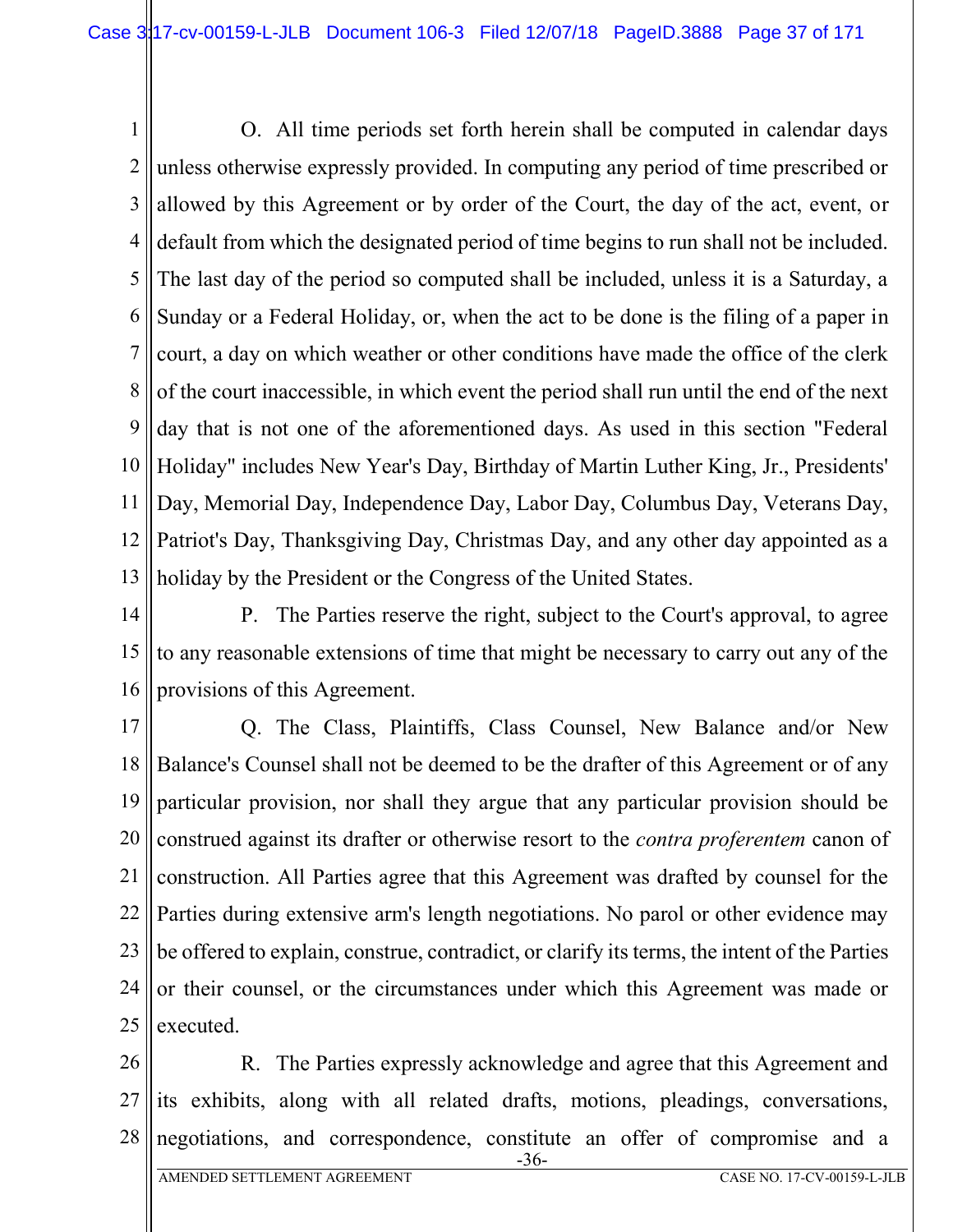O. All time periods set forth herein shall be computed in calendar days unless otherwise expressly provided. In computing any period of time prescribed or allowed by this Agreement or by order of the Court, the day of the act, event, or default from which the designated period of time begins to run shall not be included. The last day of the period so computed shall be included, unless it is a Saturday, a Sunday or a Federal Holiday, or, when the act to be done is the filing of a paper in court, a day on which weather or other conditions have made the office of the clerk of the court inaccessible, in which event the period shall run until the end of the next day that is not one of the aforementioned days. As used in this section "Federal Holiday" includes New Year's Day, Birthday of Martin Luther King, Jr., Presidents' Day, Memorial Day, Independence Day, Labor Day, Columbus Day, Veterans Day, Patriot's Day, Thanksgiving Day, Christmas Day, and any other day appointed as a holiday by the President or the Congress of the United States.

P. The Parties reserve the right, subject to the Court's approval, to agree to any reasonable extensions of time that might be necessary to carry out any of the provisions of this Agreement.

Q. The Class, Plaintiffs, Class Counsel, New Balance and/or New Balance's Counsel shall not be deemed to be the drafter of this Agreement or of any particular provision, nor shall they argue that any particular provision should be construed against its drafter or otherwise resort to the *contra proferentem* canon of construction. All Parties agree that this Agreement was drafted by counsel for the Parties during extensive arm's length negotiations. No parol or other evidence may be offered to explain, construe, contradict, or clarify its terms, the intent of the Parties or their counsel, or the circumstances under which this Agreement was made or executed.

R. The Parties expressly acknowledge and agree that this Agreement and its exhibits, along with all related drafts, motions, pleadings, conversations, negotiations, and correspondence, constitute an offer of compromise and a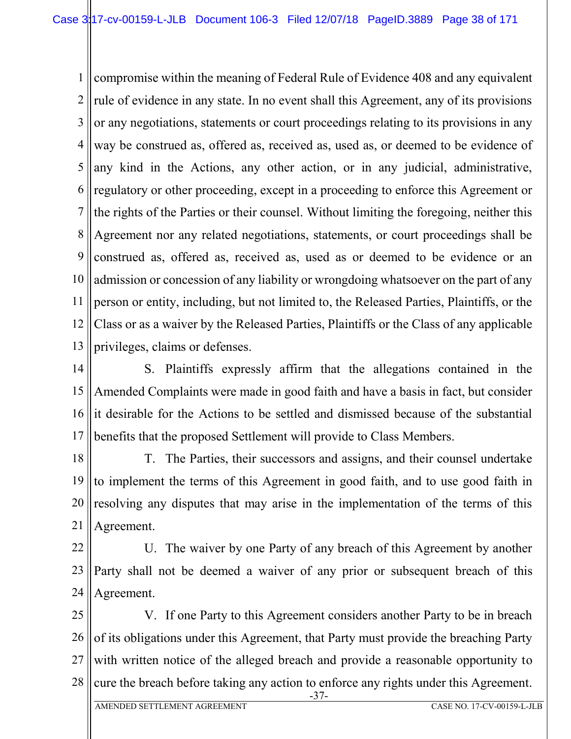compromise within the meaning of Federal Rule of Evidence 408 and any equivalent rule of evidence in any state. In no event shall this Agreement, any of its provisions or any negotiations, statements or court proceedings relating to its provisions in any way be construed as, offered as, received as, used as, or deemed to be evidence of any kind in the Actions, any other action, or in any judicial, administrative, regulatory or other proceeding, except in a proceeding to enforce this Agreement or the rights of the Parties or their counsel. Without limiting the foregoing, neither this Agreement nor any related negotiations, statements, or court proceedings shall be construed as, offered as, received as, used as or deemed to be evidence or an admission or concession of any liability or wrongdoing whatsoever on the part of any person or entity, including, but not limited to, the Released Parties, Plaintiffs, or the Class or as a waiver by the Released Parties, Plaintiffs or the Class of any applicable privileges, claims or defenses.

S. Plaintiffs expressly affirm that the allegations contained in the Amended Complaints were made in good faith and have a basis in fact, but consider it desirable for the Actions to be settled and dismissed because of the substantial benefits that the proposed Settlement will provide to Class Members.

T. The Parties, their successors and assigns, and their counsel undertake to implement the terms of this Agreement in good faith, and to use good faith in resolving any disputes that may arise in the implementation of the terms of this Agreement.

U. The waiver by one Party of any breach of this Agreement by another Party shall not be deemed a waiver of any prior or subsequent breach of this Agreement.

V. If one Party to this Agreement considers another Party to be in breach of its obligations under this Agreement, that Party must provide the breaching Party with written notice of the alleged breach and provide a reasonable opportunity to cure the breach before taking any action to enforce any rights under this Agreement.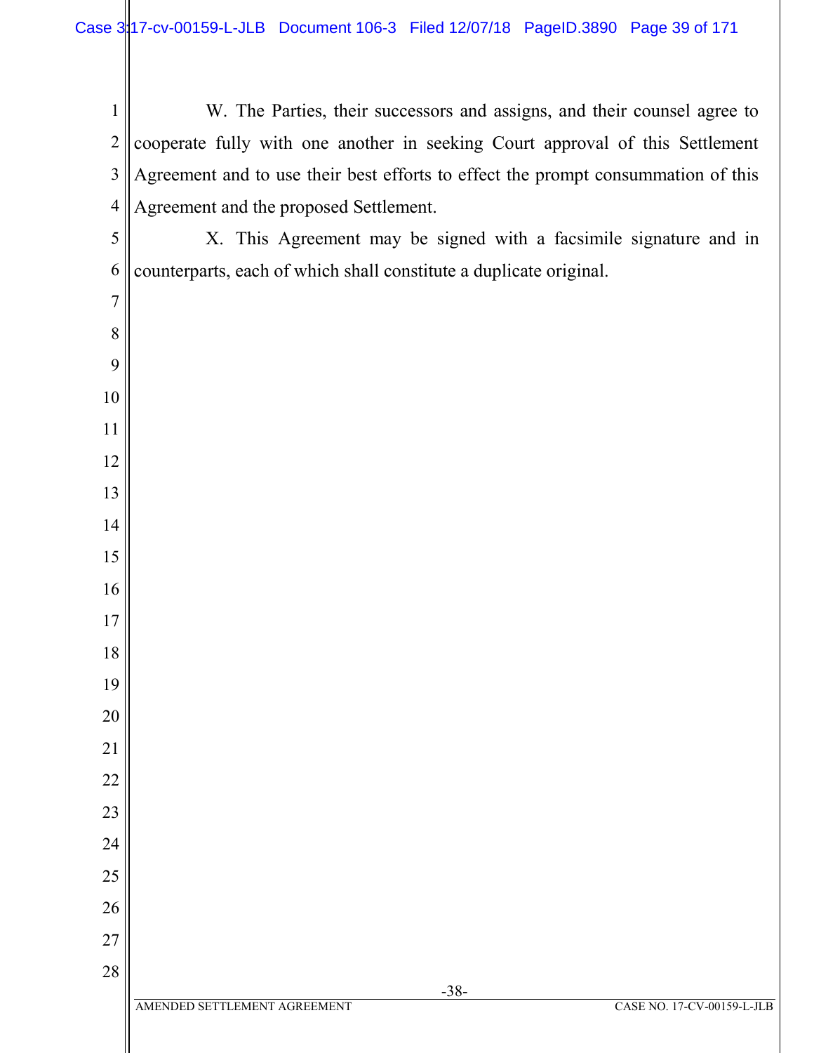W. The Parties, their successors and assigns, and their counsel agree to cooperate fully with one another in seeking Court approval of this Settlement Agreement and to use their best efforts to effect the prompt consummation of this Agreement and the proposed Settlement.

X. This Agreement may be signed with a facsimile signature and in counterparts, each of which shall constitute a duplicate original.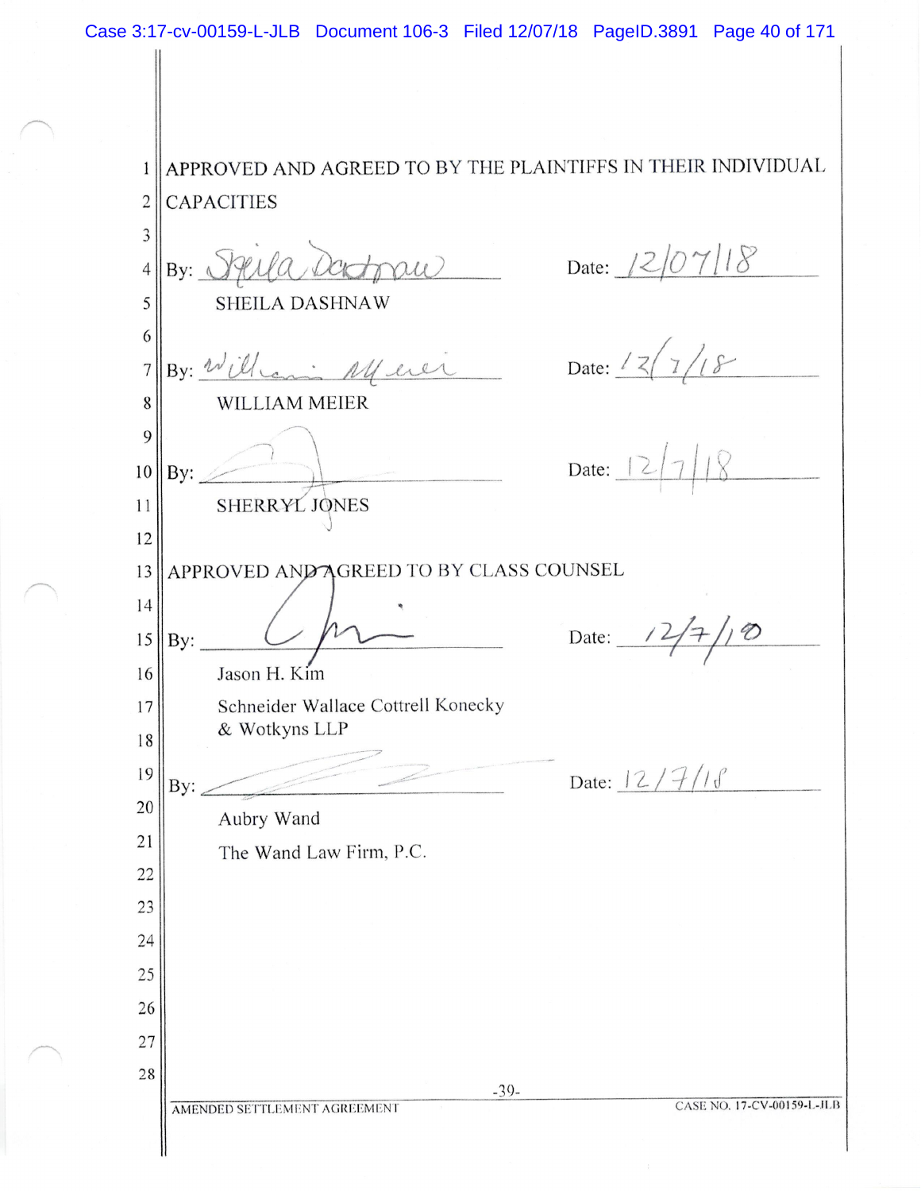APPROVED AND AGREED TO BY THE PLAINTIFFS IN THEIR INDIVIDUAL CAPACITIES

By: _______________________ Date: 12/07/18

SHEILA DASHNAW

By: _______________________ Date: 12/7/18

WILLIAM MEIER

By: _______________________ Date: 12/7/18

SHERRYL JONES

APPROVED AND AGREED TO BY CLASS COUNSEL

By: _______________________ Date: 12/7/18

Jason H. Kim

Schneider Wallace Cottrell Konecky & Wotkyns LLP

By: _______________________ Date: 12/7/18

Aubry Wand

The Wand Law Firm, P.C.

AMENDED SETTLEMENT AGREEMENT CASE NO. 17-CV-00159-L-JLB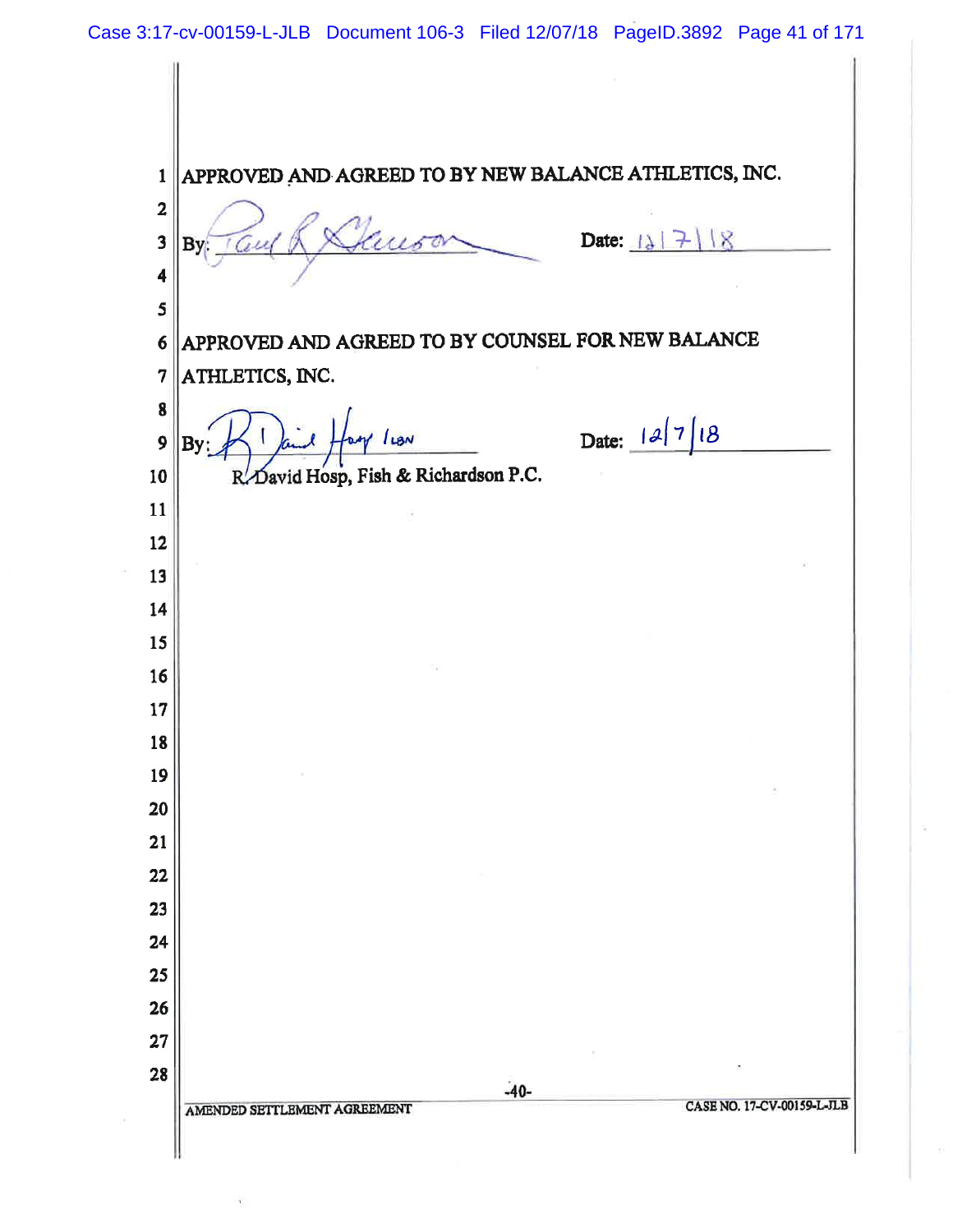APPROVED AND AGREED TO BY NEW BALANCE ATHLETICS, INC.

By: _Paul R Kauson_ Date: 12/7/18

APPROVED AND AGREED TO BY COUNSEL FOR NEW BALANCE ATHLETICS, INC.

By: _R David Hosp / LBN_ Date: 12/7/18

R. David Hosp, Fish & Richardson P.C.

AMENDED SETTLEMENT AGREEMENT CASE NO. 17-CV-00159-L-JLB